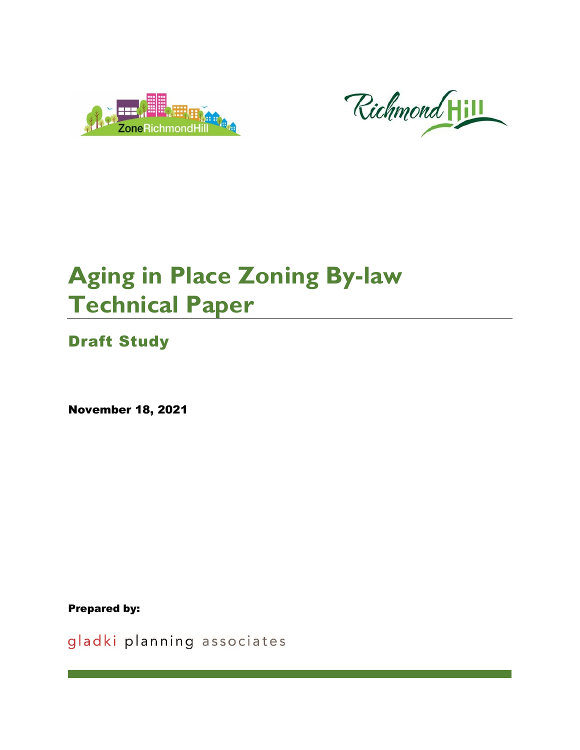# Aging in Place Zoning By-law Technical Paper

## Draft Study

**November 18, 2021**

**Prepared by:**

gladki planning associates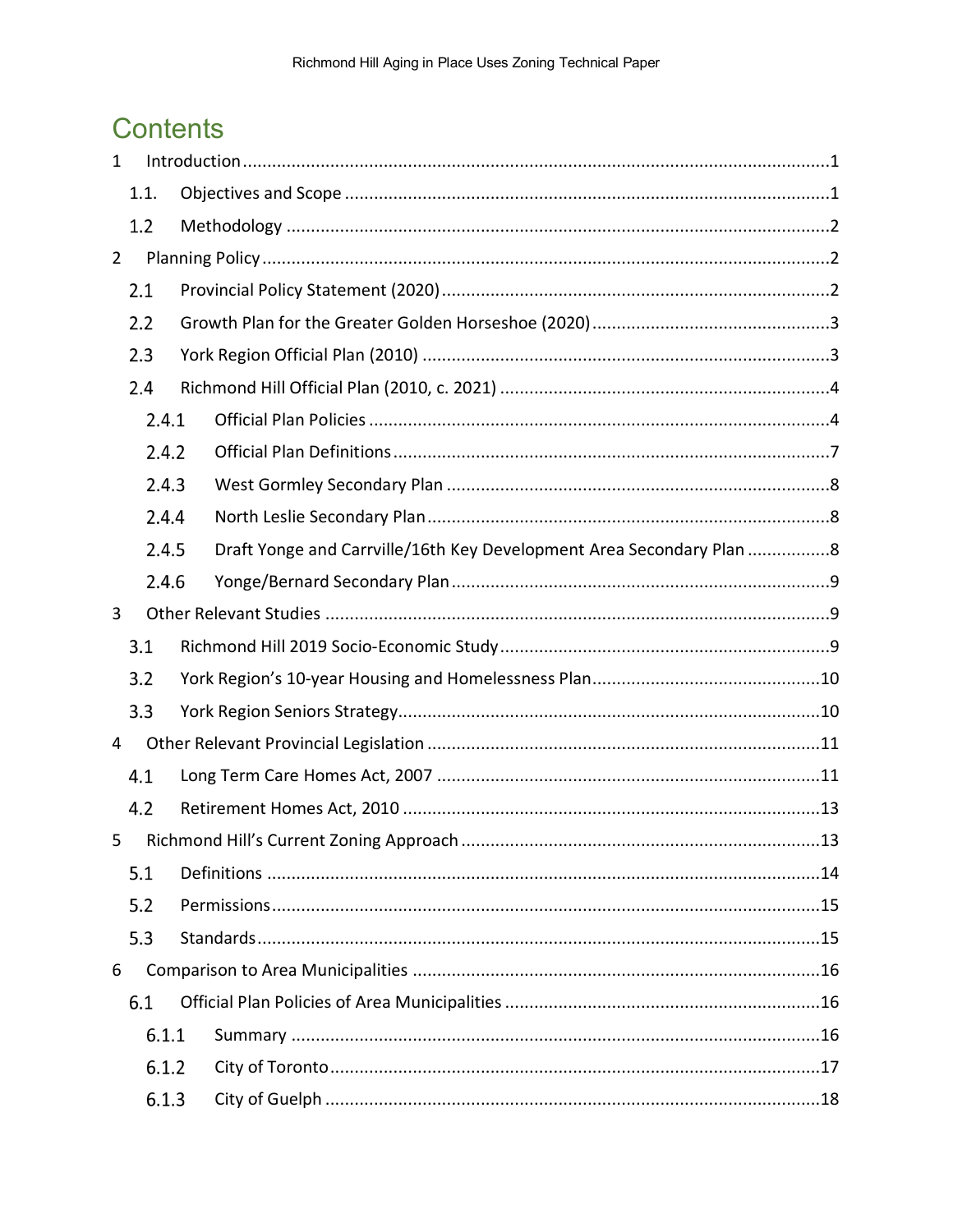# Contents

1 Introduction ........................................................................................................1

1.1. Objectives and Scope ....................................................................................1

1.2 Methodology ....................................................................................................2

2 Planning Policy .....................................................................................................2

2.1 Provincial Policy Statement (2020) ...............................................................2

2.2 Growth Plan for the Greater Golden Horseshoe (2020) .................................3

2.3 York Region Official Plan (2010) ....................................................................3

2.4 Richmond Hill Official Plan (2010, c. 2021) ....................................................4

2.4.1 Official Plan Policies ...............................................................................4

2.4.2 Official Plan Definitions ...........................................................................7

2.4.3 West Gormley Secondary Plan ...............................................................8

2.4.4 North Leslie Secondary Plan ...................................................................8

2.4.5 Draft Yonge and Carrville/16th Key Development Area Secondary Plan .................8

2.4.6 Yonge/Bernard Secondary Plan ..............................................................9

3 Other Relevant Studies .......................................................................................9

3.1 Richmond Hill 2019 Socio-Economic Study ...................................................9

3.2 York Region's 10-year Housing and Homelessness Plan ..............................10

3.3 York Region Seniors Strategy ......................................................................10

4 Other Relevant Provincial Legislation .................................................................11

4.1 Long Term Care Homes Act, 2007 ...............................................................11

4.2 Retirement Homes Act, 2010 ......................................................................13

5 Richmond Hill's Current Zoning Approach .........................................................13

5.1 Definitions ....................................................................................................14

5.2 Permissions ..................................................................................................15

5.3 Standards ......................................................................................................15

6 Comparison to Area Municipalities ....................................................................16

6.1 Official Plan Policies of Area Municipalities .................................................16

6.1.1 Summary ...............................................................................................16

6.1.2 City of Toronto .......................................................................................17

6.1.3 City of Guelph ........................................................................................18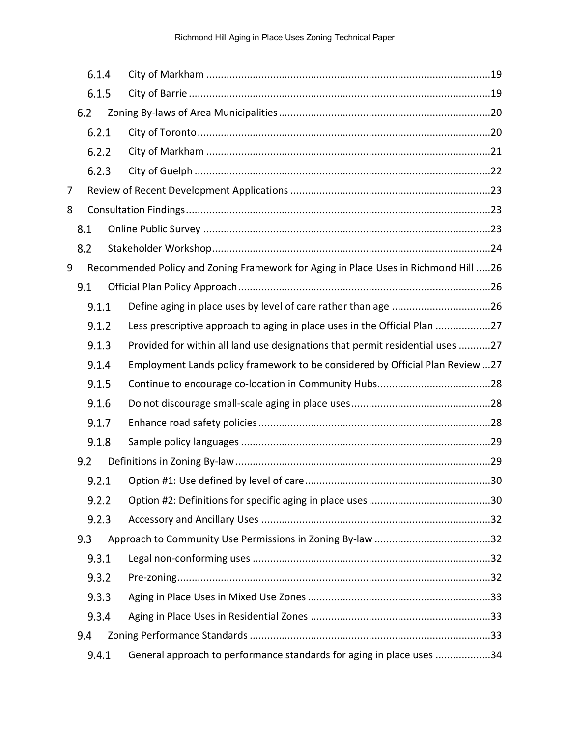6.1.4 City of Markham ....................................................................................................19

6.1.5 City of Barrie ........................................................................................................19

6.2 Zoning By-laws of Area Municipalities ........................................................................20

6.2.1 City of Toronto ......................................................................................................20

6.2.2 City of Markham ....................................................................................................21

6.2.3 City of Guelph .......................................................................................................22

7 Review of Recent Development Applications ....................................................................23

8 Consultation Findings.........................................................................................................23

8.1 Online Public Survey ...................................................................................................23

8.2 Stakeholder Workshop................................................................................................24

9 Recommended Policy and Zoning Framework for Aging in Place Uses in Richmond Hill .....26

9.1 Official Plan Policy Approach.......................................................................................26

9.1.1 Define aging in place uses by level of care rather than age ..................................26

9.1.2 Less prescriptive approach to aging in place uses in the Official Plan ...................27

9.1.3 Provided for within all land use designations that permit residential uses ...........27

9.1.4 Employment Lands policy framework to be considered by Official Plan Review ...27

9.1.5 Continue to encourage co-location in Community Hubs.......................................28

9.1.6 Do not discourage small-scale aging in place uses................................................28

9.1.7 Enhance road safety policies ................................................................................28

9.1.8 Sample policy languages .......................................................................................29

9.2 Definitions in Zoning By-law.......................................................................................29

9.2.1 Option #1: Use defined by level of care ................................................................30

9.2.2 Option #2: Definitions for specific aging in place uses ..........................................30

9.2.3 Accessory and Ancillary Uses ...............................................................................32

9.3 Approach to Community Use Permissions in Zoning By-law .......................................32

9.3.1 Legal non-conforming uses ..................................................................................32

9.3.2 Pre-zoning.............................................................................................................32

9.3.3 Aging in Place Uses in Mixed Use Zones ...............................................................33

9.3.4 Aging in Place Uses in Residential Zones ...............................................................33

9.4 Zoning Performance Standards ..................................................................................33

9.4.1 General approach to performance standards for aging in place uses ...................34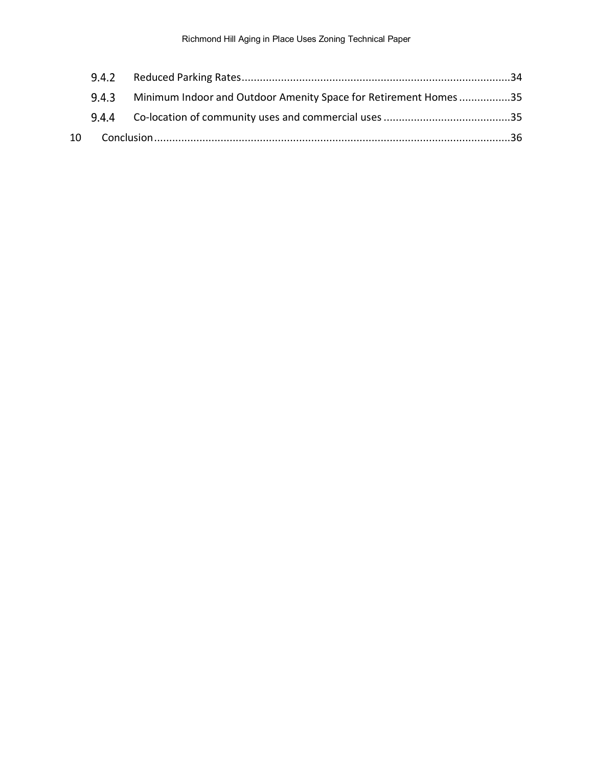9.4.2 Reduced Parking Rates ........................................................................................ 34

9.4.3 Minimum Indoor and Outdoor Amenity Space for Retirement Homes ................ 35

9.4.4 Co-location of community uses and commercial uses .......................................... 35

10 Conclusion ..................................................................................................................... 36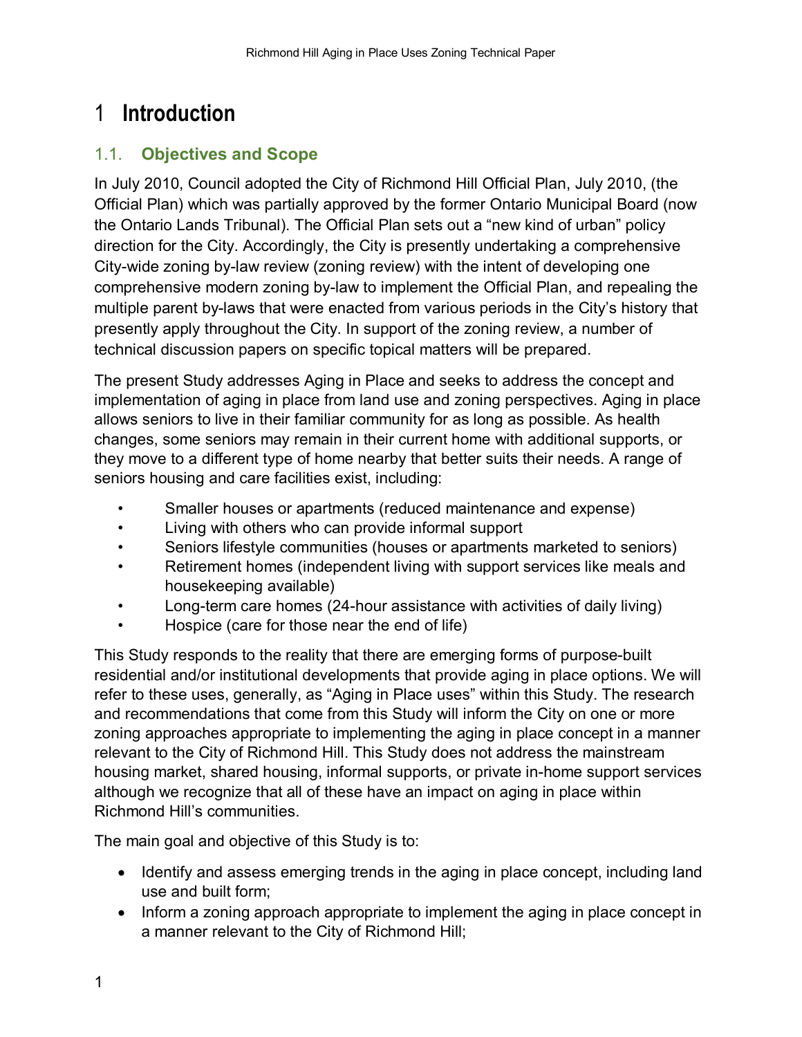# 1 Introduction

## 1.1. Objectives and Scope

In July 2010, Council adopted the City of Richmond Hill Official Plan, July 2010, (the Official Plan) which was partially approved by the former Ontario Municipal Board (now the Ontario Lands Tribunal). The Official Plan sets out a "new kind of urban" policy direction for the City. Accordingly, the City is presently undertaking a comprehensive City-wide zoning by-law review (zoning review) with the intent of developing one comprehensive modern zoning by-law to implement the Official Plan, and repealing the multiple parent by-laws that were enacted from various periods in the City's history that presently apply throughout the City. In support of the zoning review, a number of technical discussion papers on specific topical matters will be prepared.

The present Study addresses Aging in Place and seeks to address the concept and implementation of aging in place from land use and zoning perspectives. Aging in place allows seniors to live in their familiar community for as long as possible. As health changes, some seniors may remain in their current home with additional supports, or they move to a different type of home nearby that better suits their needs. A range of seniors housing and care facilities exist, including:

- Smaller houses or apartments (reduced maintenance and expense)
- Living with others who can provide informal support
- Seniors lifestyle communities (houses or apartments marketed to seniors)
- Retirement homes (independent living with support services like meals and housekeeping available)
- Long-term care homes (24-hour assistance with activities of daily living)
- Hospice (care for those near the end of life)

This Study responds to the reality that there are emerging forms of purpose-built residential and/or institutional developments that provide aging in place options. We will refer to these uses, generally, as "Aging in Place uses" within this Study. The research and recommendations that come from this Study will inform the City on one or more zoning approaches appropriate to implementing the aging in place concept in a manner relevant to the City of Richmond Hill. This Study does not address the mainstream housing market, shared housing, informal supports, or private in-home support services although we recognize that all of these have an impact on aging in place within Richmond Hill's communities.

The main goal and objective of this Study is to:

- Identify and assess emerging trends in the aging in place concept, including land use and built form;
- Inform a zoning approach appropriate to implement the aging in place concept in a manner relevant to the City of Richmond Hill;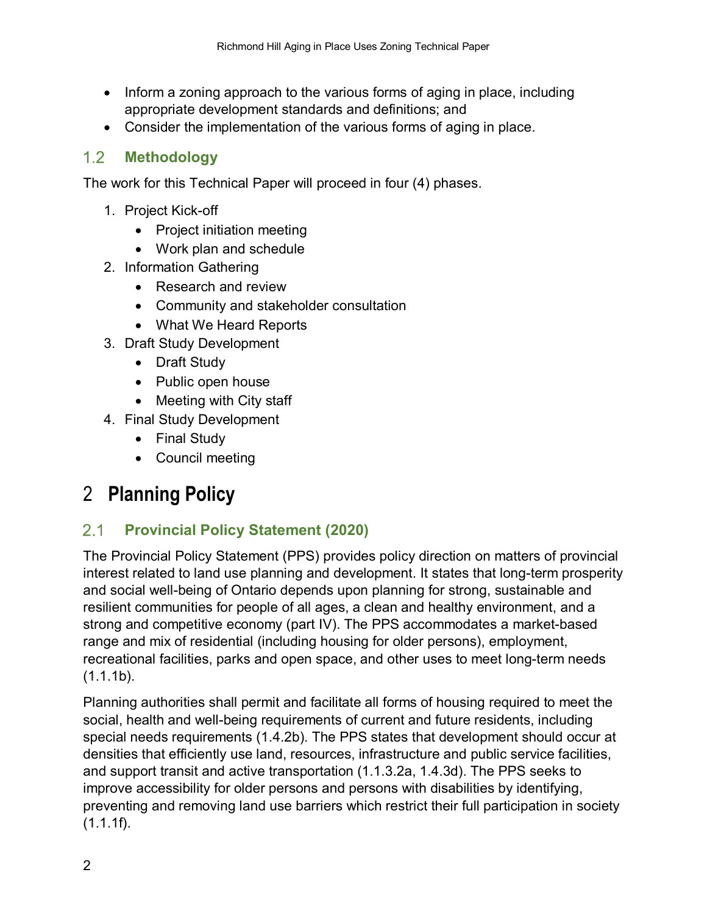- Inform a zoning approach to the various forms of aging in place, including appropriate development standards and definitions; and
- Consider the implementation of the various forms of aging in place.

## 1.2 Methodology

The work for this Technical Paper will proceed in four (4) phases.

1. Project Kick-off
    - Project initiation meeting
    - Work plan and schedule
2. Information Gathering
    - Research and review
    - Community and stakeholder consultation
    - What We Heard Reports
3. Draft Study Development
    - Draft Study
    - Public open house
    - Meeting with City staff
4. Final Study Development
    - Final Study
    - Council meeting

# 2 Planning Policy

## 2.1 Provincial Policy Statement (2020)

The Provincial Policy Statement (PPS) provides policy direction on matters of provincial interest related to land use planning and development. It states that long-term prosperity and social well-being of Ontario depends upon planning for strong, sustainable and resilient communities for people of all ages, a clean and healthy environment, and a strong and competitive economy (part IV). The PPS accommodates a market-based range and mix of residential (including housing for older persons), employment, recreational facilities, parks and open space, and other uses to meet long-term needs (1.1.1b).

Planning authorities shall permit and facilitate all forms of housing required to meet the social, health and well-being requirements of current and future residents, including special needs requirements (1.4.2b). The PPS states that development should occur at densities that efficiently use land, resources, infrastructure and public service facilities, and support transit and active transportation (1.1.3.2a, 1.4.3d). The PPS seeks to improve accessibility for older persons and persons with disabilities by identifying, preventing and removing land use barriers which restrict their full participation in society (1.1.1f).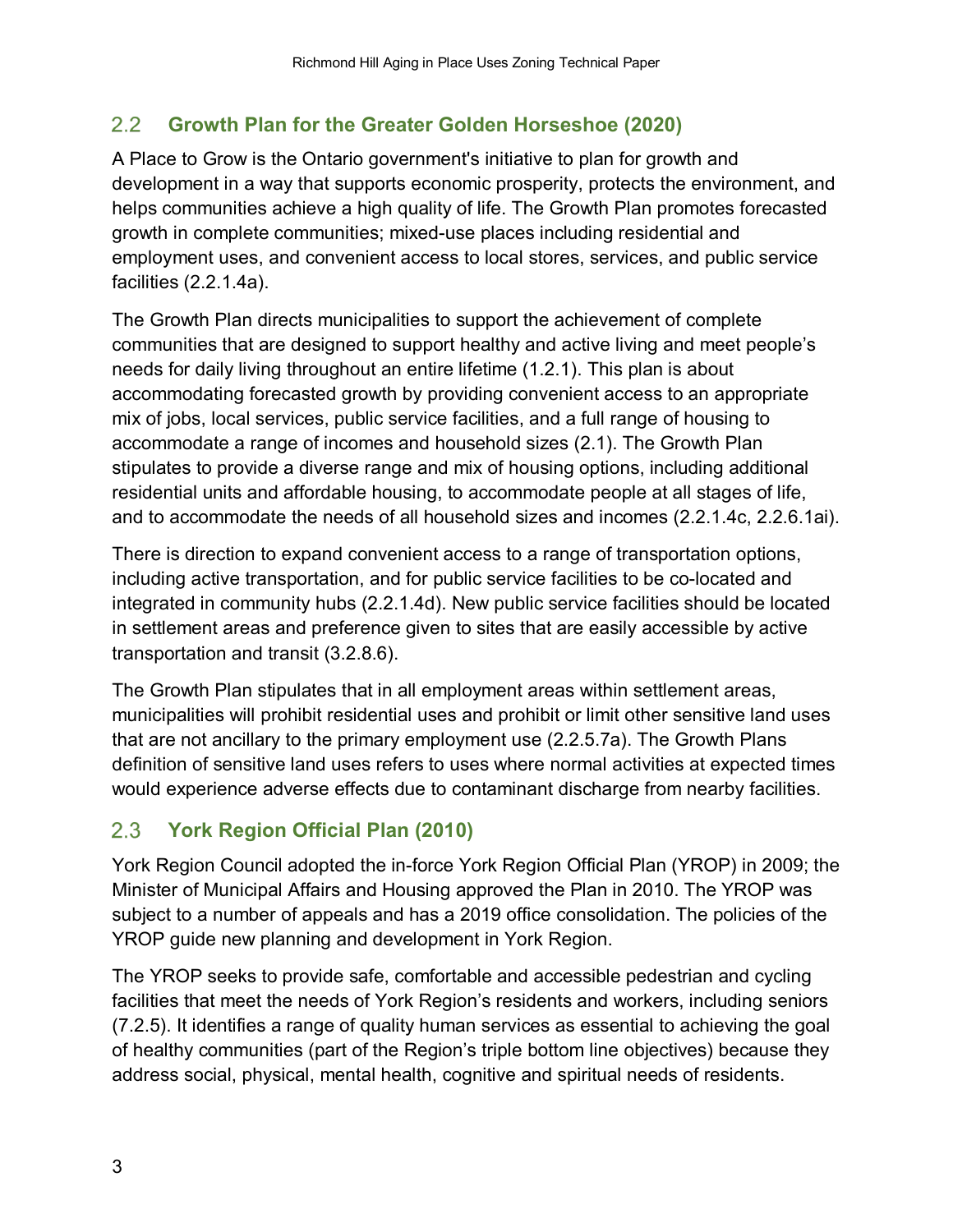## 2.2 Growth Plan for the Greater Golden Horseshoe (2020)

A Place to Grow is the Ontario government's initiative to plan for growth and development in a way that supports economic prosperity, protects the environment, and helps communities achieve a high quality of life. The Growth Plan promotes forecasted growth in complete communities; mixed-use places including residential and employment uses, and convenient access to local stores, services, and public service facilities (2.2.1.4a).

The Growth Plan directs municipalities to support the achievement of complete communities that are designed to support healthy and active living and meet people's needs for daily living throughout an entire lifetime (1.2.1). This plan is about accommodating forecasted growth by providing convenient access to an appropriate mix of jobs, local services, public service facilities, and a full range of housing to accommodate a range of incomes and household sizes (2.1). The Growth Plan stipulates to provide a diverse range and mix of housing options, including additional residential units and affordable housing, to accommodate people at all stages of life, and to accommodate the needs of all household sizes and incomes (2.2.1.4c, 2.2.6.1ai).

There is direction to expand convenient access to a range of transportation options, including active transportation, and for public service facilities to be co-located and integrated in community hubs (2.2.1.4d). New public service facilities should be located in settlement areas and preference given to sites that are easily accessible by active transportation and transit (3.2.8.6).

The Growth Plan stipulates that in all employment areas within settlement areas, municipalities will prohibit residential uses and prohibit or limit other sensitive land uses that are not ancillary to the primary employment use (2.2.5.7a). The Growth Plans definition of sensitive land uses refers to uses where normal activities at expected times would experience adverse effects due to contaminant discharge from nearby facilities.

## 2.3 York Region Official Plan (2010)

York Region Council adopted the in-force York Region Official Plan (YROP) in 2009; the Minister of Municipal Affairs and Housing approved the Plan in 2010. The YROP was subject to a number of appeals and has a 2019 office consolidation. The policies of the YROP guide new planning and development in York Region.

The YROP seeks to provide safe, comfortable and accessible pedestrian and cycling facilities that meet the needs of York Region's residents and workers, including seniors (7.2.5). It identifies a range of quality human services as essential to achieving the goal of healthy communities (part of the Region's triple bottom line objectives) because they address social, physical, mental health, cognitive and spiritual needs of residents.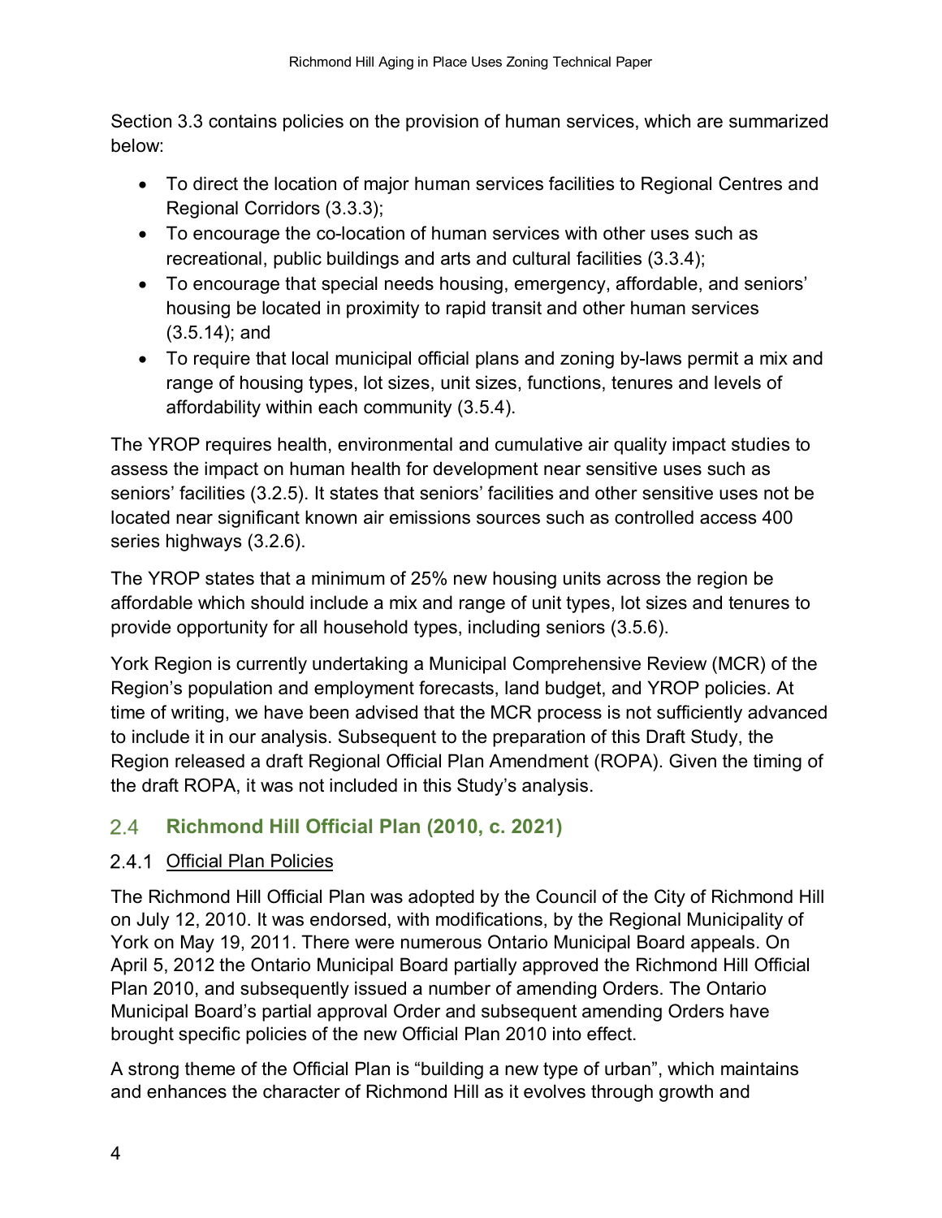Section 3.3 contains policies on the provision of human services, which are summarized below:

- To direct the location of major human services facilities to Regional Centres and Regional Corridors (3.3.3);
- To encourage the co-location of human services with other uses such as recreational, public buildings and arts and cultural facilities (3.3.4);
- To encourage that special needs housing, emergency, affordable, and seniors' housing be located in proximity to rapid transit and other human services (3.5.14); and
- To require that local municipal official plans and zoning by-laws permit a mix and range of housing types, lot sizes, unit sizes, functions, tenures and levels of affordability within each community (3.5.4).

The YROP requires health, environmental and cumulative air quality impact studies to assess the impact on human health for development near sensitive uses such as seniors' facilities (3.2.5). It states that seniors' facilities and other sensitive uses not be located near significant known air emissions sources such as controlled access 400 series highways (3.2.6).

The YROP states that a minimum of 25% new housing units across the region be affordable which should include a mix and range of unit types, lot sizes and tenures to provide opportunity for all household types, including seniors (3.5.6).

York Region is currently undertaking a Municipal Comprehensive Review (MCR) of the Region's population and employment forecasts, land budget, and YROP policies. At time of writing, we have been advised that the MCR process is not sufficiently advanced to include it in our analysis. Subsequent to the preparation of this Draft Study, the Region released a draft Regional Official Plan Amendment (ROPA). Given the timing of the draft ROPA, it was not included in this Study's analysis.

## 2.4 Richmond Hill Official Plan (2010, c. 2021)

### 2.4.1 Official Plan Policies

The Richmond Hill Official Plan was adopted by the Council of the City of Richmond Hill on July 12, 2010. It was endorsed, with modifications, by the Regional Municipality of York on May 19, 2011. There were numerous Ontario Municipal Board appeals. On April 5, 2012 the Ontario Municipal Board partially approved the Richmond Hill Official Plan 2010, and subsequently issued a number of amending Orders. The Ontario Municipal Board's partial approval Order and subsequent amending Orders have brought specific policies of the new Official Plan 2010 into effect.

A strong theme of the Official Plan is "building a new type of urban", which maintains and enhances the character of Richmond Hill as it evolves through growth and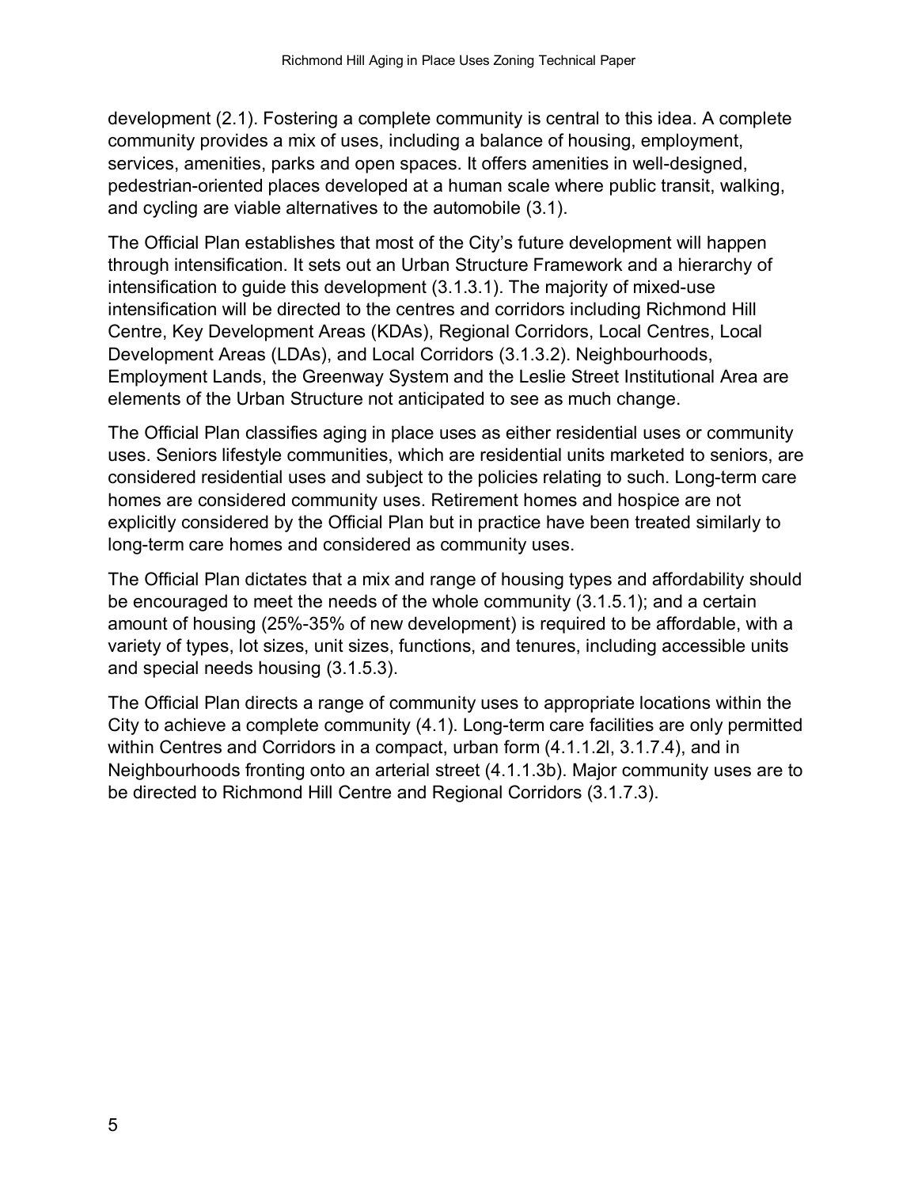development (2.1). Fostering a complete community is central to this idea. A complete community provides a mix of uses, including a balance of housing, employment, services, amenities, parks and open spaces. It offers amenities in well-designed, pedestrian-oriented places developed at a human scale where public transit, walking, and cycling are viable alternatives to the automobile (3.1).

The Official Plan establishes that most of the City's future development will happen through intensification. It sets out an Urban Structure Framework and a hierarchy of intensification to guide this development (3.1.3.1). The majority of mixed-use intensification will be directed to the centres and corridors including Richmond Hill Centre, Key Development Areas (KDAs), Regional Corridors, Local Centres, Local Development Areas (LDAs), and Local Corridors (3.1.3.2). Neighbourhoods, Employment Lands, the Greenway System and the Leslie Street Institutional Area are elements of the Urban Structure not anticipated to see as much change.

The Official Plan classifies aging in place uses as either residential uses or community uses. Seniors lifestyle communities, which are residential units marketed to seniors, are considered residential uses and subject to the policies relating to such. Long-term care homes are considered community uses. Retirement homes and hospice are not explicitly considered by the Official Plan but in practice have been treated similarly to long-term care homes and considered as community uses.

The Official Plan dictates that a mix and range of housing types and affordability should be encouraged to meet the needs of the whole community (3.1.5.1); and a certain amount of housing (25%-35% of new development) is required to be affordable, with a variety of types, lot sizes, unit sizes, functions, and tenures, including accessible units and special needs housing (3.1.5.3).

The Official Plan directs a range of community uses to appropriate locations within the City to achieve a complete community (4.1). Long-term care facilities are only permitted within Centres and Corridors in a compact, urban form (4.1.1.2l, 3.1.7.4), and in Neighbourhoods fronting onto an arterial street (4.1.1.3b). Major community uses are to be directed to Richmond Hill Centre and Regional Corridors (3.1.7.3).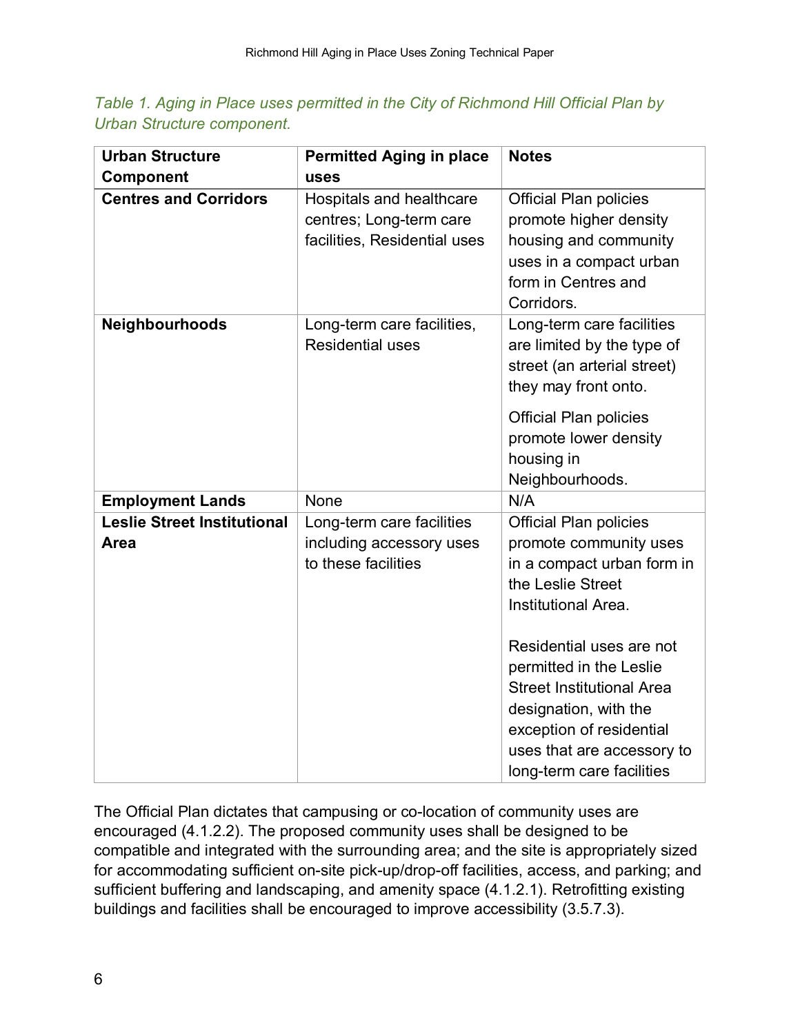*Table 1. Aging in Place uses permitted in the City of Richmond Hill Official Plan by Urban Structure component.*

| Urban Structure Component | Permitted Aging in place uses | Notes |
|---|---|---|
| **Centres and Corridors** | Hospitals and healthcare centres; Long-term care facilities, Residential uses | Official Plan policies promote higher density housing and community uses in a compact urban form in Centres and Corridors. |
| **Neighbourhoods** | Long-term care facilities, Residential uses | Long-term care facilities are limited by the type of street (an arterial street) they may front onto.<br><br>Official Plan policies promote lower density housing in Neighbourhoods. |
| **Employment Lands** | None | N/A |
| **Leslie Street Institutional Area** | Long-term care facilities including accessory uses to these facilities | Official Plan policies promote community uses in a compact urban form in the Leslie Street Institutional Area.<br><br>Residential uses are not permitted in the Leslie Street Institutional Area designation, with the exception of residential uses that are accessory to long-term care facilities |

The Official Plan dictates that campusing or co-location of community uses are encouraged (4.1.2.2). The proposed community uses shall be designed to be compatible and integrated with the surrounding area; and the site is appropriately sized for accommodating sufficient on-site pick-up/drop-off facilities, access, and parking; and sufficient buffering and landscaping, and amenity space (4.1.2.1). Retrofitting existing buildings and facilities shall be encouraged to improve accessibility (3.5.7.3).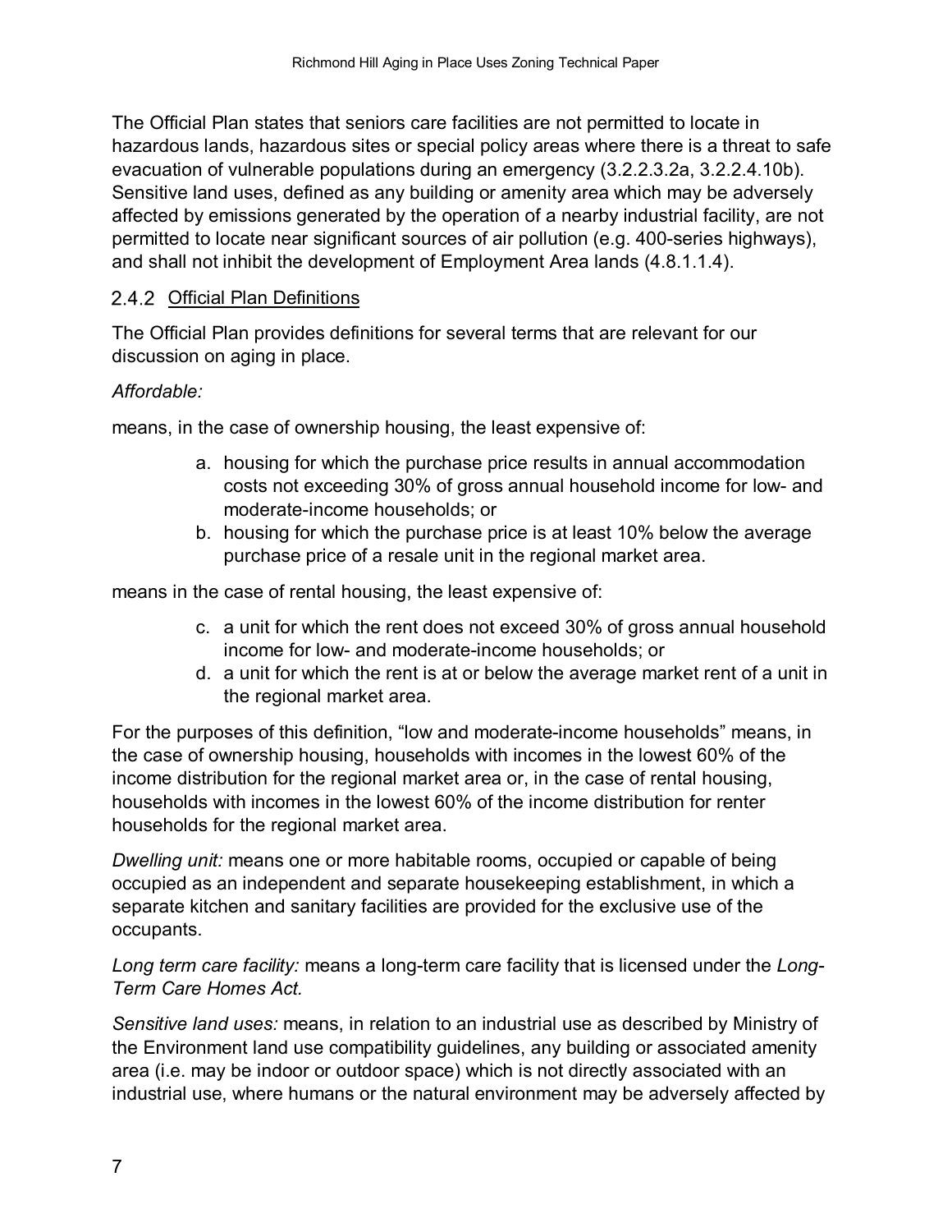The Official Plan states that seniors care facilities are not permitted to locate in hazardous lands, hazardous sites or special policy areas where there is a threat to safe evacuation of vulnerable populations during an emergency (3.2.2.3.2a, 3.2.2.4.10b). Sensitive land uses, defined as any building or amenity area which may be adversely affected by emissions generated by the operation of a nearby industrial facility, are not permitted to locate near significant sources of air pollution (e.g. 400-series highways), and shall not inhibit the development of Employment Area lands (4.8.1.1.4).

### 2.4.2 Official Plan Definitions

The Official Plan provides definitions for several terms that are relevant for our discussion on aging in place.

*Affordable:*

means, in the case of ownership housing, the least expensive of:

a. housing for which the purchase price results in annual accommodation costs not exceeding 30% of gross annual household income for low- and moderate-income households; or
b. housing for which the purchase price is at least 10% below the average purchase price of a resale unit in the regional market area.

means in the case of rental housing, the least expensive of:

c. a unit for which the rent does not exceed 30% of gross annual household income for low- and moderate-income households; or
d. a unit for which the rent is at or below the average market rent of a unit in the regional market area.

For the purposes of this definition, "low and moderate-income households" means, in the case of ownership housing, households with incomes in the lowest 60% of the income distribution for the regional market area or, in the case of rental housing, households with incomes in the lowest 60% of the income distribution for renter households for the regional market area.

*Dwelling unit:* means one or more habitable rooms, occupied or capable of being occupied as an independent and separate housekeeping establishment, in which a separate kitchen and sanitary facilities are provided for the exclusive use of the occupants.

*Long term care facility:* means a long-term care facility that is licensed under the *Long-Term Care Homes Act.*

*Sensitive land uses:* means, in relation to an industrial use as described by Ministry of the Environment land use compatibility guidelines, any building or associated amenity area (i.e. may be indoor or outdoor space) which is not directly associated with an industrial use, where humans or the natural environment may be adversely affected by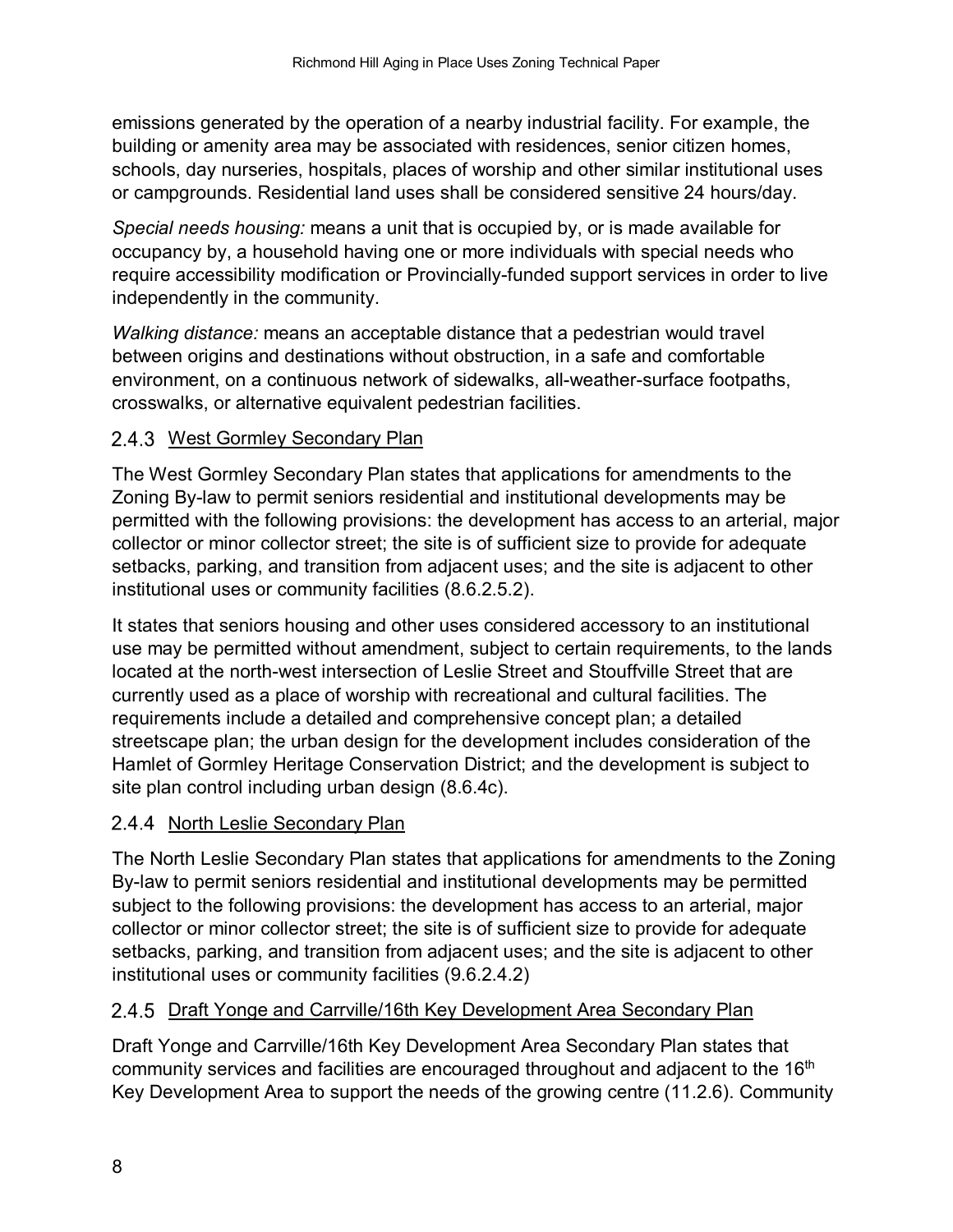emissions generated by the operation of a nearby industrial facility. For example, the building or amenity area may be associated with residences, senior citizen homes, schools, day nurseries, hospitals, places of worship and other similar institutional uses or campgrounds. Residential land uses shall be considered sensitive 24 hours/day.

*Special needs housing:* means a unit that is occupied by, or is made available for occupancy by, a household having one or more individuals with special needs who require accessibility modification or Provincially-funded support services in order to live independently in the community.

*Walking distance:* means an acceptable distance that a pedestrian would travel between origins and destinations without obstruction, in a safe and comfortable environment, on a continuous network of sidewalks, all-weather-surface footpaths, crosswalks, or alternative equivalent pedestrian facilities.

### 2.4.3 West Gormley Secondary Plan

The West Gormley Secondary Plan states that applications for amendments to the Zoning By-law to permit seniors residential and institutional developments may be permitted with the following provisions: the development has access to an arterial, major collector or minor collector street; the site is of sufficient size to provide for adequate setbacks, parking, and transition from adjacent uses; and the site is adjacent to other institutional uses or community facilities (8.6.2.5.2).

It states that seniors housing and other uses considered accessory to an institutional use may be permitted without amendment, subject to certain requirements, to the lands located at the north-west intersection of Leslie Street and Stouffville Street that are currently used as a place of worship with recreational and cultural facilities. The requirements include a detailed and comprehensive concept plan; a detailed streetscape plan; the urban design for the development includes consideration of the Hamlet of Gormley Heritage Conservation District; and the development is subject to site plan control including urban design (8.6.4c).

### 2.4.4 North Leslie Secondary Plan

The North Leslie Secondary Plan states that applications for amendments to the Zoning By-law to permit seniors residential and institutional developments may be permitted subject to the following provisions: the development has access to an arterial, major collector or minor collector street; the site is of sufficient size to provide for adequate setbacks, parking, and transition from adjacent uses; and the site is adjacent to other institutional uses or community facilities (9.6.2.4.2)

### 2.4.5 Draft Yonge and Carrville/16th Key Development Area Secondary Plan

Draft Yonge and Carrville/16th Key Development Area Secondary Plan states that community services and facilities are encouraged throughout and adjacent to the 16th Key Development Area to support the needs of the growing centre (11.2.6). Community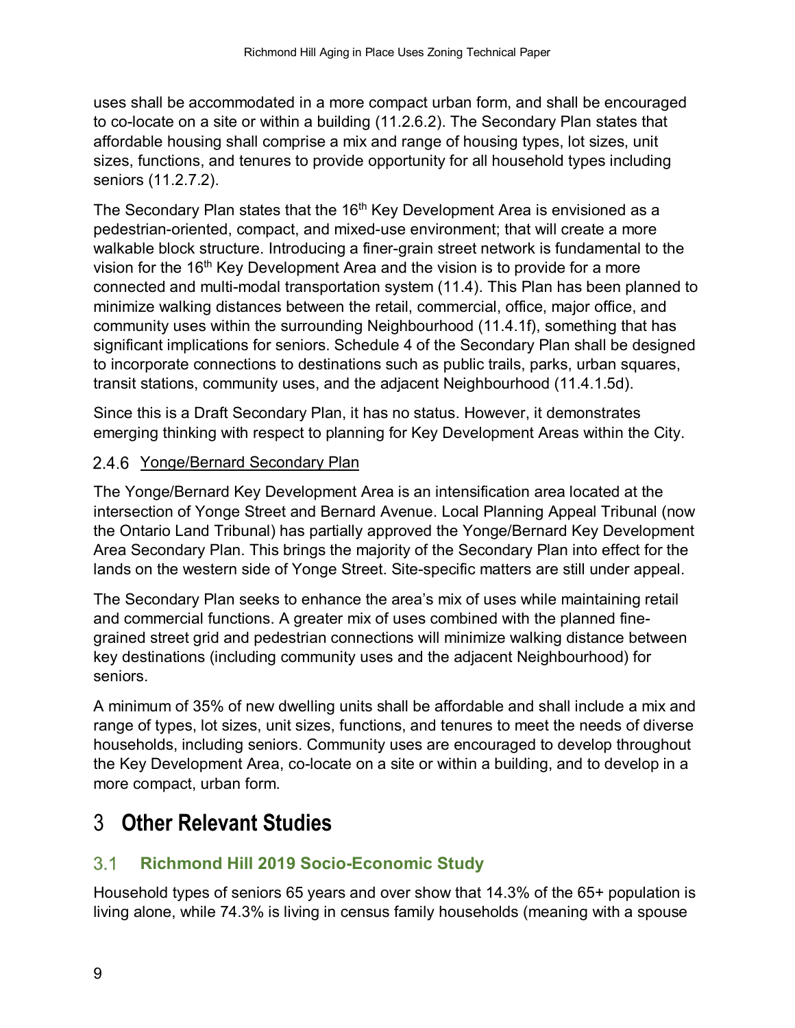uses shall be accommodated in a more compact urban form, and shall be encouraged to co-locate on a site or within a building (11.2.6.2). The Secondary Plan states that affordable housing shall comprise a mix and range of housing types, lot sizes, unit sizes, functions, and tenures to provide opportunity for all household types including seniors (11.2.7.2).

The Secondary Plan states that the 16th Key Development Area is envisioned as a pedestrian-oriented, compact, and mixed-use environment; that will create a more walkable block structure. Introducing a finer-grain street network is fundamental to the vision for the 16th Key Development Area and the vision is to provide for a more connected and multi-modal transportation system (11.4). This Plan has been planned to minimize walking distances between the retail, commercial, office, major office, and community uses within the surrounding Neighbourhood (11.4.1f), something that has significant implications for seniors. Schedule 4 of the Secondary Plan shall be designed to incorporate connections to destinations such as public trails, parks, urban squares, transit stations, community uses, and the adjacent Neighbourhood (11.4.1.5d).

Since this is a Draft Secondary Plan, it has no status. However, it demonstrates emerging thinking with respect to planning for Key Development Areas within the City.

### 2.4.6 Yonge/Bernard Secondary Plan

The Yonge/Bernard Key Development Area is an intensification area located at the intersection of Yonge Street and Bernard Avenue. Local Planning Appeal Tribunal (now the Ontario Land Tribunal) has partially approved the Yonge/Bernard Key Development Area Secondary Plan. This brings the majority of the Secondary Plan into effect for the lands on the western side of Yonge Street. Site-specific matters are still under appeal.

The Secondary Plan seeks to enhance the area's mix of uses while maintaining retail and commercial functions. A greater mix of uses combined with the planned fine-grained street grid and pedestrian connections will minimize walking distance between key destinations (including community uses and the adjacent Neighbourhood) for seniors.

A minimum of 35% of new dwelling units shall be affordable and shall include a mix and range of types, lot sizes, unit sizes, functions, and tenures to meet the needs of diverse households, including seniors. Community uses are encouraged to develop throughout the Key Development Area, co-locate on a site or within a building, and to develop in a more compact, urban form.

# 3 Other Relevant Studies

## 3.1 Richmond Hill 2019 Socio-Economic Study

Household types of seniors 65 years and over show that 14.3% of the 65+ population is living alone, while 74.3% is living in census family households (meaning with a spouse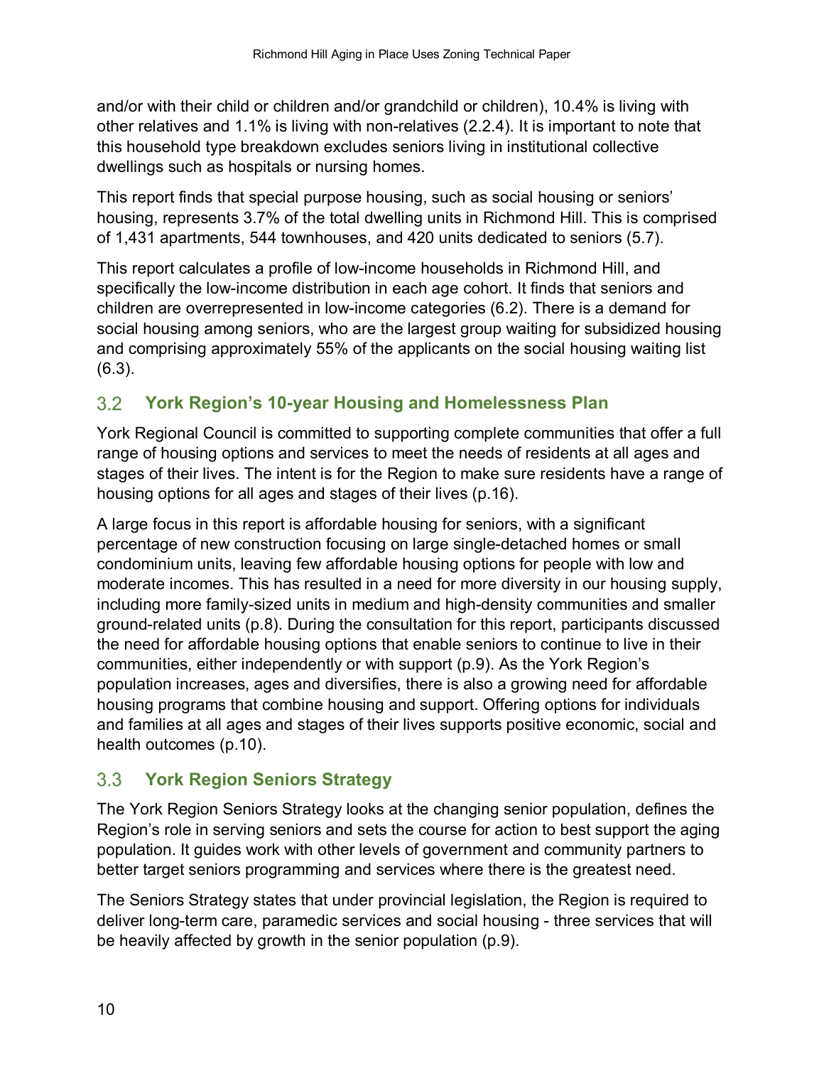and/or with their child or children and/or grandchild or children), 10.4% is living with other relatives and 1.1% is living with non-relatives (2.2.4). It is important to note that this household type breakdown excludes seniors living in institutional collective dwellings such as hospitals or nursing homes.

This report finds that special purpose housing, such as social housing or seniors' housing, represents 3.7% of the total dwelling units in Richmond Hill. This is comprised of 1,431 apartments, 544 townhouses, and 420 units dedicated to seniors (5.7).

This report calculates a profile of low-income households in Richmond Hill, and specifically the low-income distribution in each age cohort. It finds that seniors and children are overrepresented in low-income categories (6.2). There is a demand for social housing among seniors, who are the largest group waiting for subsidized housing and comprising approximately 55% of the applicants on the social housing waiting list (6.3).

## 3.2 York Region's 10-year Housing and Homelessness Plan

York Regional Council is committed to supporting complete communities that offer a full range of housing options and services to meet the needs of residents at all ages and stages of their lives. The intent is for the Region to make sure residents have a range of housing options for all ages and stages of their lives (p.16).

A large focus in this report is affordable housing for seniors, with a significant percentage of new construction focusing on large single-detached homes or small condominium units, leaving few affordable housing options for people with low and moderate incomes. This has resulted in a need for more diversity in our housing supply, including more family-sized units in medium and high-density communities and smaller ground-related units (p.8). During the consultation for this report, participants discussed the need for affordable housing options that enable seniors to continue to live in their communities, either independently or with support (p.9). As the York Region's population increases, ages and diversifies, there is also a growing need for affordable housing programs that combine housing and support. Offering options for individuals and families at all ages and stages of their lives supports positive economic, social and health outcomes (p.10).

## 3.3 York Region Seniors Strategy

The York Region Seniors Strategy looks at the changing senior population, defines the Region's role in serving seniors and sets the course for action to best support the aging population. It guides work with other levels of government and community partners to better target seniors programming and services where there is the greatest need.

The Seniors Strategy states that under provincial legislation, the Region is required to deliver long-term care, paramedic services and social housing - three services that will be heavily affected by growth in the senior population (p.9).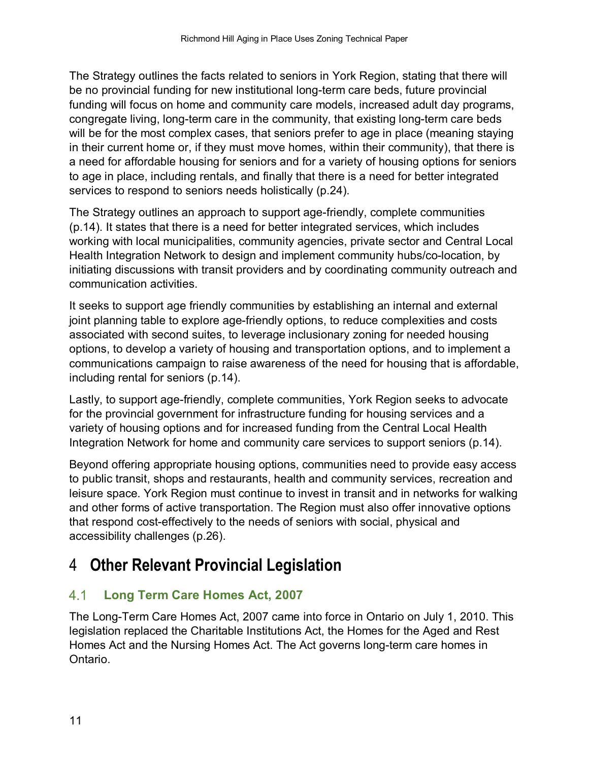The Strategy outlines the facts related to seniors in York Region, stating that there will be no provincial funding for new institutional long-term care beds, future provincial funding will focus on home and community care models, increased adult day programs, congregate living, long-term care in the community, that existing long-term care beds will be for the most complex cases, that seniors prefer to age in place (meaning staying in their current home or, if they must move homes, within their community), that there is a need for affordable housing for seniors and for a variety of housing options for seniors to age in place, including rentals, and finally that there is a need for better integrated services to respond to seniors needs holistically (p.24).

The Strategy outlines an approach to support age-friendly, complete communities (p.14). It states that there is a need for better integrated services, which includes working with local municipalities, community agencies, private sector and Central Local Health Integration Network to design and implement community hubs/co-location, by initiating discussions with transit providers and by coordinating community outreach and communication activities.

It seeks to support age friendly communities by establishing an internal and external joint planning table to explore age-friendly options, to reduce complexities and costs associated with second suites, to leverage inclusionary zoning for needed housing options, to develop a variety of housing and transportation options, and to implement a communications campaign to raise awareness of the need for housing that is affordable, including rental for seniors (p.14).

Lastly, to support age-friendly, complete communities, York Region seeks to advocate for the provincial government for infrastructure funding for housing services and a variety of housing options and for increased funding from the Central Local Health Integration Network for home and community care services to support seniors (p.14).

Beyond offering appropriate housing options, communities need to provide easy access to public transit, shops and restaurants, health and community services, recreation and leisure space. York Region must continue to invest in transit and in networks for walking and other forms of active transportation. The Region must also offer innovative options that respond cost-effectively to the needs of seniors with social, physical and accessibility challenges (p.26).

# 4 Other Relevant Provincial Legislation

## 4.1 Long Term Care Homes Act, 2007

The Long-Term Care Homes Act, 2007 came into force in Ontario on July 1, 2010. This legislation replaced the Charitable Institutions Act, the Homes for the Aged and Rest Homes Act and the Nursing Homes Act. The Act governs long-term care homes in Ontario.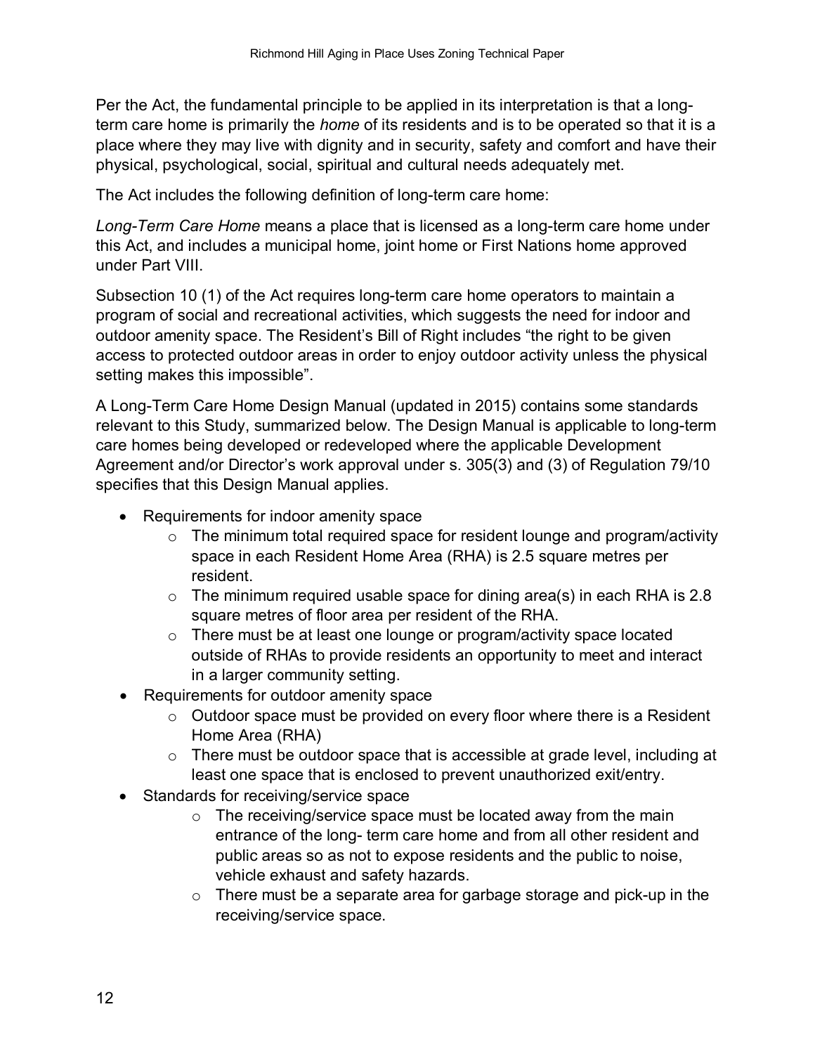Per the Act, the fundamental principle to be applied in its interpretation is that a long-term care home is primarily the *home* of its residents and is to be operated so that it is a place where they may live with dignity and in security, safety and comfort and have their physical, psychological, social, spiritual and cultural needs adequately met.

The Act includes the following definition of long-term care home:

*Long-Term Care Home* means a place that is licensed as a long-term care home under this Act, and includes a municipal home, joint home or First Nations home approved under Part VIII.

Subsection 10 (1) of the Act requires long-term care home operators to maintain a program of social and recreational activities, which suggests the need for indoor and outdoor amenity space. The Resident's Bill of Right includes "the right to be given access to protected outdoor areas in order to enjoy outdoor activity unless the physical setting makes this impossible".

A Long-Term Care Home Design Manual (updated in 2015) contains some standards relevant to this Study, summarized below. The Design Manual is applicable to long-term care homes being developed or redeveloped where the applicable Development Agreement and/or Director's work approval under s. 305(3) and (3) of Regulation 79/10 specifies that this Design Manual applies.

- Requirements for indoor amenity space
  - The minimum total required space for resident lounge and program/activity space in each Resident Home Area (RHA) is 2.5 square metres per resident.
  - The minimum required usable space for dining area(s) in each RHA is 2.8 square metres of floor area per resident of the RHA.
  - There must be at least one lounge or program/activity space located outside of RHAs to provide residents an opportunity to meet and interact in a larger community setting.
- Requirements for outdoor amenity space
  - Outdoor space must be provided on every floor where there is a Resident Home Area (RHA)
  - There must be outdoor space that is accessible at grade level, including at least one space that is enclosed to prevent unauthorized exit/entry.
- Standards for receiving/service space
  - The receiving/service space must be located away from the main entrance of the long- term care home and from all other resident and public areas so as not to expose residents and the public to noise, vehicle exhaust and safety hazards.
  - There must be a separate area for garbage storage and pick-up in the receiving/service space.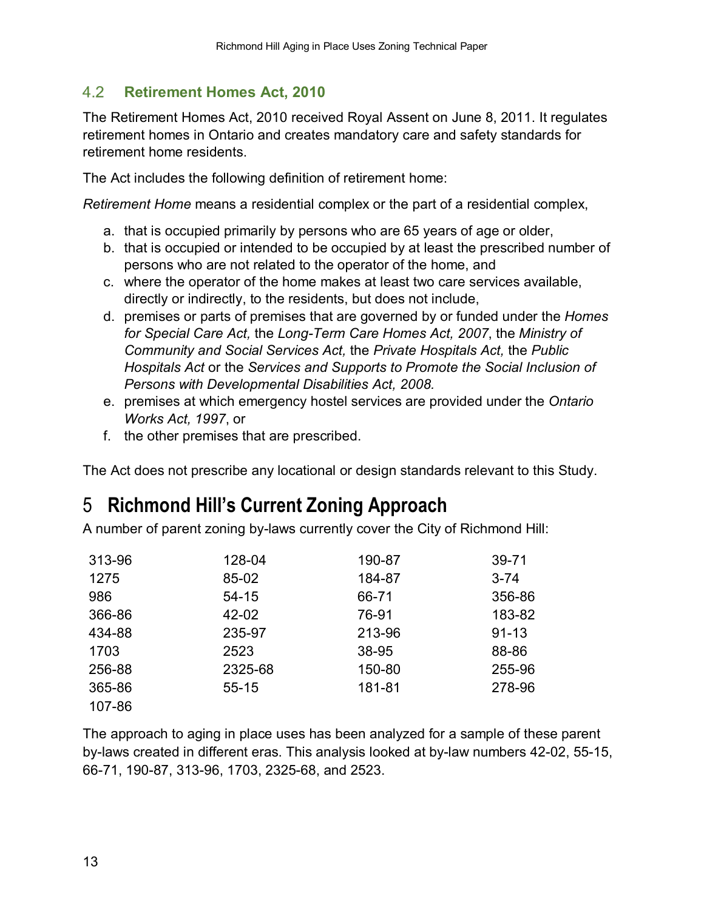## 4.2 Retirement Homes Act, 2010

The Retirement Homes Act, 2010 received Royal Assent on June 8, 2011. It regulates retirement homes in Ontario and creates mandatory care and safety standards for retirement home residents.

The Act includes the following definition of retirement home:

*Retirement Home* means a residential complex or the part of a residential complex,

a. that is occupied primarily by persons who are 65 years of age or older,
b. that is occupied or intended to be occupied by at least the prescribed number of persons who are not related to the operator of the home, and
c. where the operator of the home makes at least two care services available, directly or indirectly, to the residents, but does not include,
d. premises or parts of premises that are governed by or funded under the *Homes for Special Care Act,* the *Long-Term Care Homes Act, 2007*, the *Ministry of Community and Social Services Act,* the *Private Hospitals Act,* the *Public Hospitals Act* or the *Services and Supports to Promote the Social Inclusion of Persons with Developmental Disabilities Act, 2008.*
e. premises at which emergency hostel services are provided under the *Ontario Works Act, 1997*, or
f. the other premises that are prescribed.

The Act does not prescribe any locational or design standards relevant to this Study.

# 5 Richmond Hill's Current Zoning Approach

A number of parent zoning by-laws currently cover the City of Richmond Hill:

| | | | |
|---|---|---|---|
| 313-96 | 128-04 | 190-87 | 39-71 |
| 1275 | 85-02 | 184-87 | 3-74 |
| 986 | 54-15 | 66-71 | 356-86 |
| 366-86 | 42-02 | 76-91 | 183-82 |
| 434-88 | 235-97 | 213-96 | 91-13 |
| 1703 | 2523 | 38-95 | 88-86 |
| 256-88 | 2325-68 | 150-80 | 255-96 |
| 365-86 | 55-15 | 181-81 | 278-96 |
| 107-86 | | | |

The approach to aging in place uses has been analyzed for a sample of these parent by-laws created in different eras. This analysis looked at by-law numbers 42-02, 55-15, 66-71, 190-87, 313-96, 1703, 2325-68, and 2523.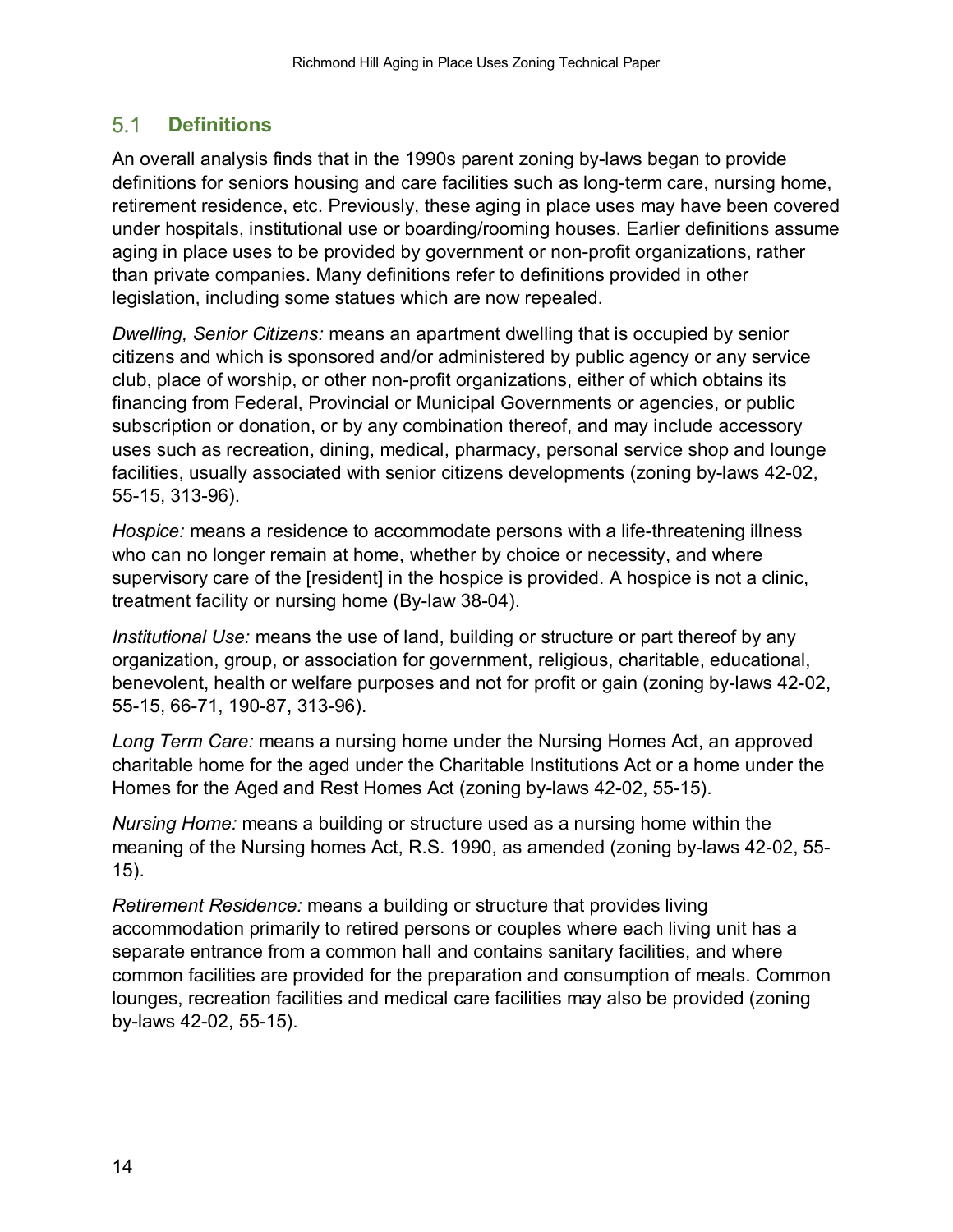## 5.1 Definitions

An overall analysis finds that in the 1990s parent zoning by-laws began to provide definitions for seniors housing and care facilities such as long-term care, nursing home, retirement residence, etc. Previously, these aging in place uses may have been covered under hospitals, institutional use or boarding/rooming houses. Earlier definitions assume aging in place uses to be provided by government or non-profit organizations, rather than private companies. Many definitions refer to definitions provided in other legislation, including some statues which are now repealed.

*Dwelling, Senior Citizens:* means an apartment dwelling that is occupied by senior citizens and which is sponsored and/or administered by public agency or any service club, place of worship, or other non-profit organizations, either of which obtains its financing from Federal, Provincial or Municipal Governments or agencies, or public subscription or donation, or by any combination thereof, and may include accessory uses such as recreation, dining, medical, pharmacy, personal service shop and lounge facilities, usually associated with senior citizens developments (zoning by-laws 42-02, 55-15, 313-96).

*Hospice:* means a residence to accommodate persons with a life-threatening illness who can no longer remain at home, whether by choice or necessity, and where supervisory care of the [resident] in the hospice is provided. A hospice is not a clinic, treatment facility or nursing home (By-law 38-04).

*Institutional Use:* means the use of land, building or structure or part thereof by any organization, group, or association for government, religious, charitable, educational, benevolent, health or welfare purposes and not for profit or gain (zoning by-laws 42-02, 55-15, 66-71, 190-87, 313-96).

*Long Term Care:* means a nursing home under the Nursing Homes Act, an approved charitable home for the aged under the Charitable Institutions Act or a home under the Homes for the Aged and Rest Homes Act (zoning by-laws 42-02, 55-15).

*Nursing Home:* means a building or structure used as a nursing home within the meaning of the Nursing homes Act, R.S. 1990, as amended (zoning by-laws 42-02, 55-15).

*Retirement Residence:* means a building or structure that provides living accommodation primarily to retired persons or couples where each living unit has a separate entrance from a common hall and contains sanitary facilities, and where common facilities are provided for the preparation and consumption of meals. Common lounges, recreation facilities and medical care facilities may also be provided (zoning by-laws 42-02, 55-15).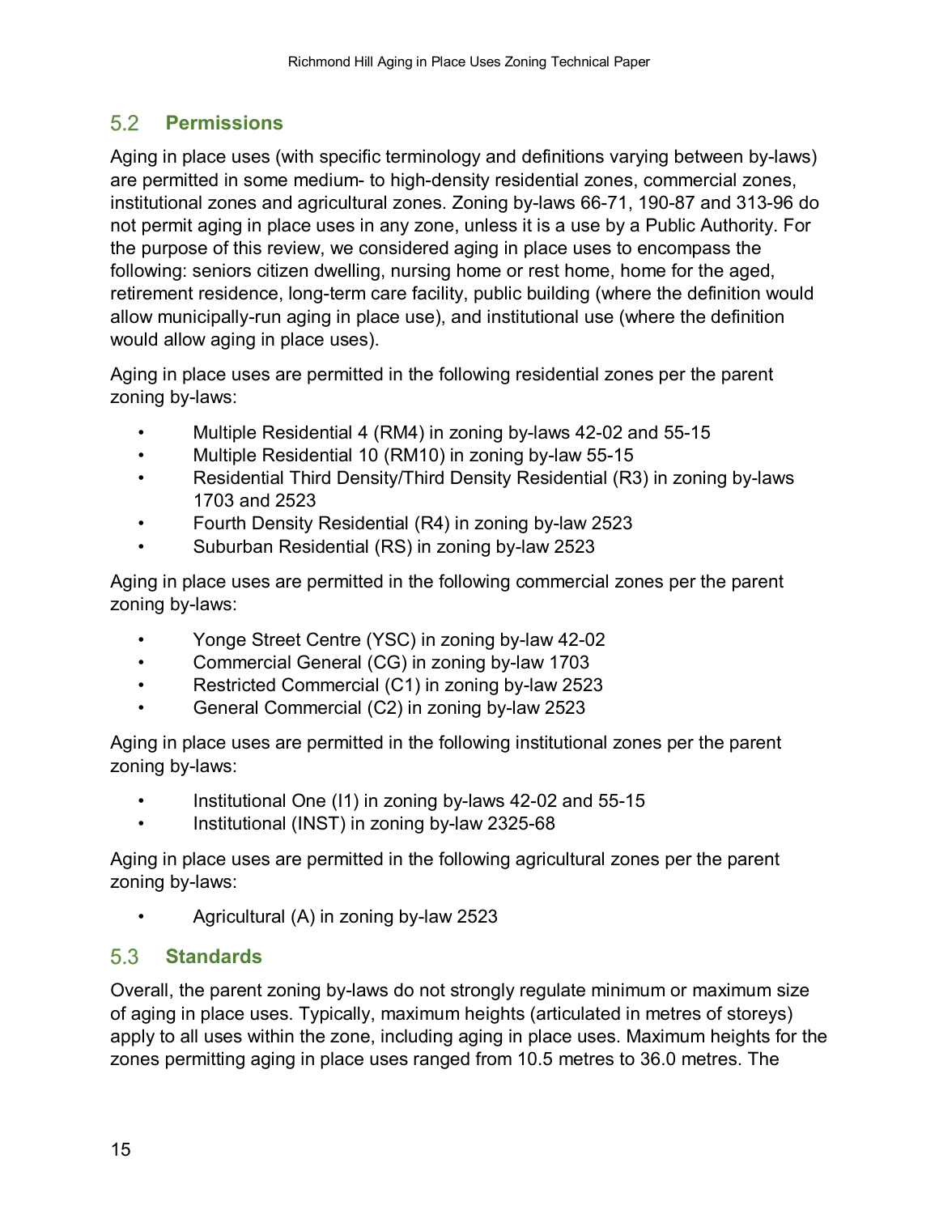## 5.2 Permissions

Aging in place uses (with specific terminology and definitions varying between by-laws) are permitted in some medium- to high-density residential zones, commercial zones, institutional zones and agricultural zones. Zoning by-laws 66-71, 190-87 and 313-96 do not permit aging in place uses in any zone, unless it is a use by a Public Authority. For the purpose of this review, we considered aging in place uses to encompass the following: seniors citizen dwelling, nursing home or rest home, home for the aged, retirement residence, long-term care facility, public building (where the definition would allow municipally-run aging in place use), and institutional use (where the definition would allow aging in place uses).

Aging in place uses are permitted in the following residential zones per the parent zoning by-laws:

- Multiple Residential 4 (RM4) in zoning by-laws 42-02 and 55-15
- Multiple Residential 10 (RM10) in zoning by-law 55-15
- Residential Third Density/Third Density Residential (R3) in zoning by-laws 1703 and 2523
- Fourth Density Residential (R4) in zoning by-law 2523
- Suburban Residential (RS) in zoning by-law 2523

Aging in place uses are permitted in the following commercial zones per the parent zoning by-laws:

- Yonge Street Centre (YSC) in zoning by-law 42-02
- Commercial General (CG) in zoning by-law 1703
- Restricted Commercial (C1) in zoning by-law 2523
- General Commercial (C2) in zoning by-law 2523

Aging in place uses are permitted in the following institutional zones per the parent zoning by-laws:

- Institutional One (I1) in zoning by-laws 42-02 and 55-15
- Institutional (INST) in zoning by-law 2325-68

Aging in place uses are permitted in the following agricultural zones per the parent zoning by-laws:

- Agricultural (A) in zoning by-law 2523

## 5.3 Standards

Overall, the parent zoning by-laws do not strongly regulate minimum or maximum size of aging in place uses. Typically, maximum heights (articulated in metres of storeys) apply to all uses within the zone, including aging in place uses. Maximum heights for the zones permitting aging in place uses ranged from 10.5 metres to 36.0 metres. The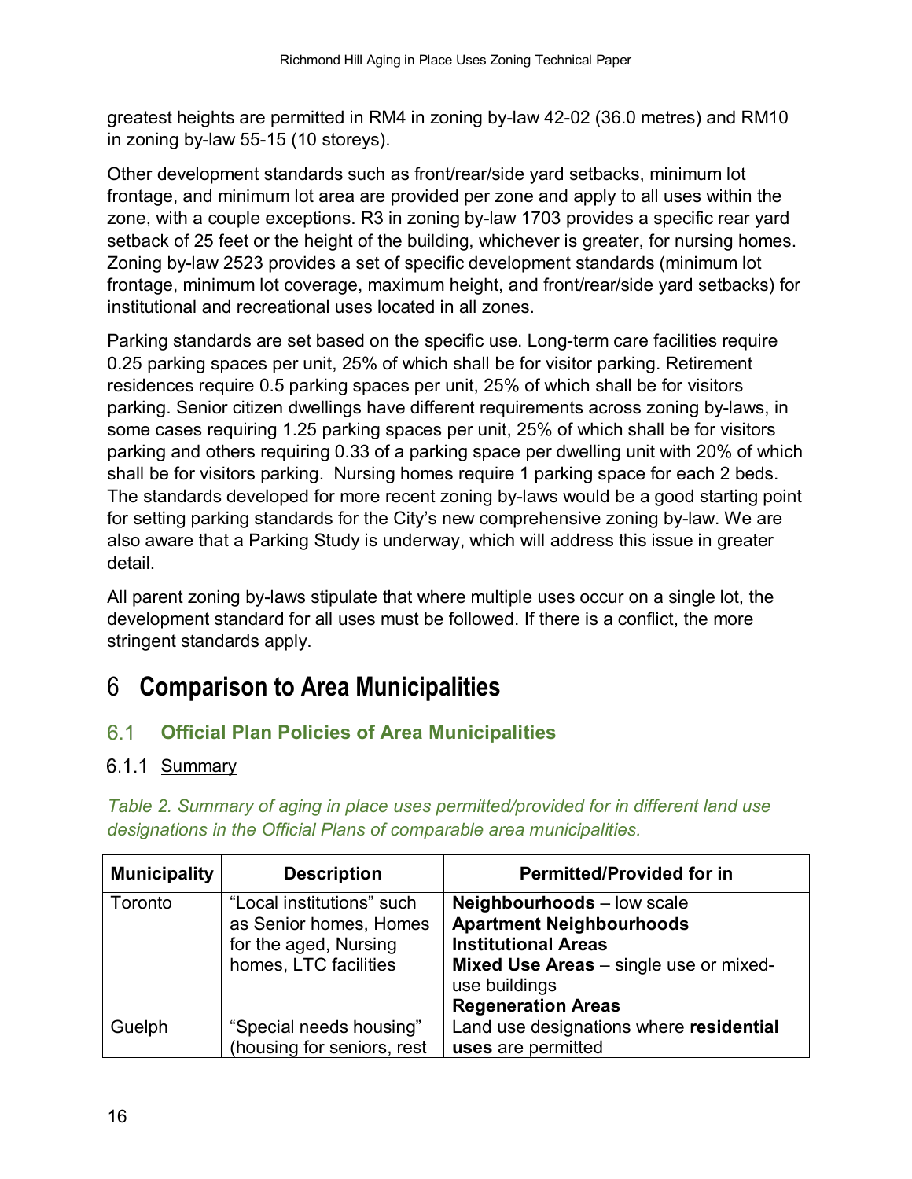greatest heights are permitted in RM4 in zoning by-law 42-02 (36.0 metres) and RM10 in zoning by-law 55-15 (10 storeys).

Other development standards such as front/rear/side yard setbacks, minimum lot frontage, and minimum lot area are provided per zone and apply to all uses within the zone, with a couple exceptions. R3 in zoning by-law 1703 provides a specific rear yard setback of 25 feet or the height of the building, whichever is greater, for nursing homes. Zoning by-law 2523 provides a set of specific development standards (minimum lot frontage, minimum lot coverage, maximum height, and front/rear/side yard setbacks) for institutional and recreational uses located in all zones.

Parking standards are set based on the specific use. Long-term care facilities require 0.25 parking spaces per unit, 25% of which shall be for visitor parking. Retirement residences require 0.5 parking spaces per unit, 25% of which shall be for visitors parking. Senior citizen dwellings have different requirements across zoning by-laws, in some cases requiring 1.25 parking spaces per unit, 25% of which shall be for visitors parking and others requiring 0.33 of a parking space per dwelling unit with 20% of which shall be for visitors parking. Nursing homes require 1 parking space for each 2 beds. The standards developed for more recent zoning by-laws would be a good starting point for setting parking standards for the City's new comprehensive zoning by-law. We are also aware that a Parking Study is underway, which will address this issue in greater detail.

All parent zoning by-laws stipulate that where multiple uses occur on a single lot, the development standard for all uses must be followed. If there is a conflict, the more stringent standards apply.

# 6 Comparison to Area Municipalities

## 6.1 Official Plan Policies of Area Municipalities

### 6.1.1 Summary

*Table 2. Summary of aging in place uses permitted/provided for in different land use designations in the Official Plans of comparable area municipalities.*

| Municipality | Description | Permitted/Provided for in |
|---|---|---|
| Toronto | "Local institutions" such as Senior homes, Homes for the aged, Nursing homes, LTC facilities | **Neighbourhoods** – low scale<br>**Apartment Neighbourhoods**<br>**Institutional Areas**<br>**Mixed Use Areas** – single use or mixed-use buildings<br>**Regeneration Areas** |
| Guelph | "Special needs housing" (housing for seniors, rest | Land use designations where **residential uses** are permitted |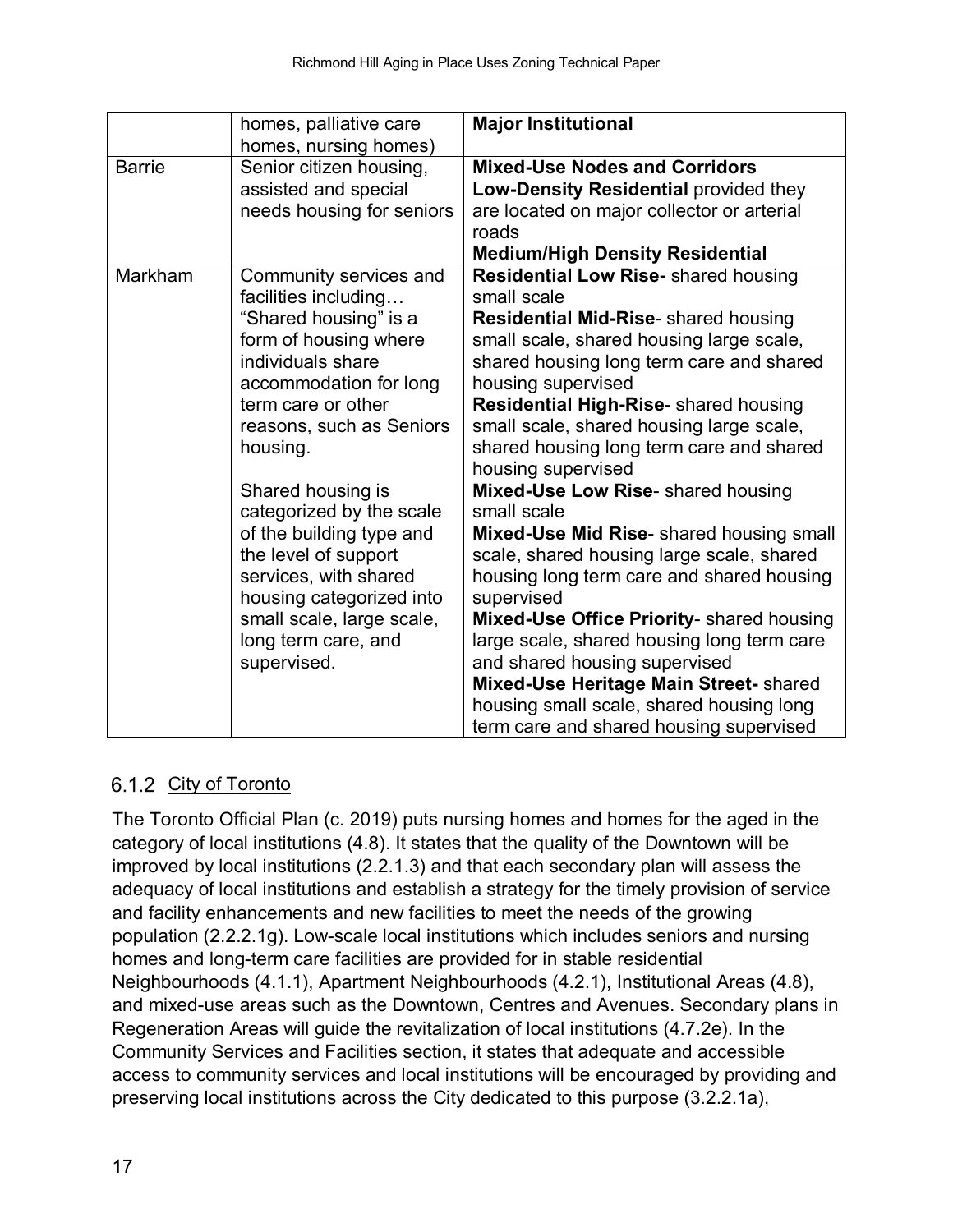| | | |
|---|---|---|
| | homes, palliative care homes, nursing homes) | **Major Institutional** |
| Barrie | Senior citizen housing, assisted and special needs housing for seniors | **Mixed-Use Nodes and Corridors**<br>**Low-Density Residential** provided they are located on major collector or arterial roads<br>**Medium/High Density Residential** |
| Markham | Community services and facilities including… "Shared housing" is a form of housing where individuals share accommodation for long term care or other reasons, such as Seniors housing.<br><br>Shared housing is categorized by the scale of the building type and the level of support services, with shared housing categorized into small scale, large scale, long term care, and supervised. | **Residential Low Rise-** shared housing small scale<br>**Residential Mid-Rise**- shared housing small scale, shared housing large scale, shared housing long term care and shared housing supervised<br>**Residential High-Rise**- shared housing small scale, shared housing large scale, shared housing long term care and shared housing supervised<br>**Mixed-Use Low Rise**- shared housing small scale<br>**Mixed-Use Mid Rise**- shared housing small scale, shared housing large scale, shared housing long term care and shared housing supervised<br>**Mixed-Use Office Priority**- shared housing large scale, shared housing long term care and shared housing supervised<br>**Mixed-Use Heritage Main Street-** shared housing small scale, shared housing long term care and shared housing supervised |

### 6.1.2 City of Toronto

The Toronto Official Plan (c. 2019) puts nursing homes and homes for the aged in the category of local institutions (4.8). It states that the quality of the Downtown will be improved by local institutions (2.2.1.3) and that each secondary plan will assess the adequacy of local institutions and establish a strategy for the timely provision of service and facility enhancements and new facilities to meet the needs of the growing population (2.2.2.1g). Low-scale local institutions which includes seniors and nursing homes and long-term care facilities are provided for in stable residential Neighbourhoods (4.1.1), Apartment Neighbourhoods (4.2.1), Institutional Areas (4.8), and mixed-use areas such as the Downtown, Centres and Avenues. Secondary plans in Regeneration Areas will guide the revitalization of local institutions (4.7.2e). In the Community Services and Facilities section, it states that adequate and accessible access to community services and local institutions will be encouraged by providing and preserving local institutions across the City dedicated to this purpose (3.2.2.1a),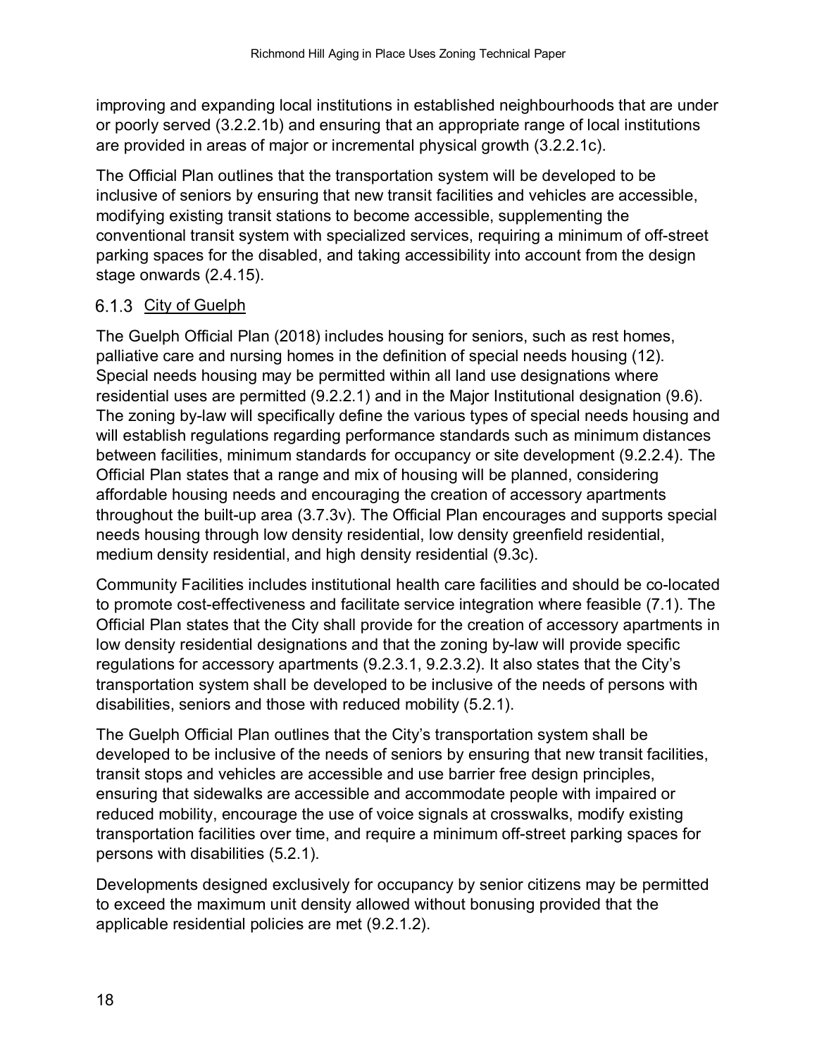improving and expanding local institutions in established neighbourhoods that are under or poorly served (3.2.2.1b) and ensuring that an appropriate range of local institutions are provided in areas of major or incremental physical growth (3.2.2.1c).

The Official Plan outlines that the transportation system will be developed to be inclusive of seniors by ensuring that new transit facilities and vehicles are accessible, modifying existing transit stations to become accessible, supplementing the conventional transit system with specialized services, requiring a minimum of off-street parking spaces for the disabled, and taking accessibility into account from the design stage onwards (2.4.15).

### 6.1.3 City of Guelph

The Guelph Official Plan (2018) includes housing for seniors, such as rest homes, palliative care and nursing homes in the definition of special needs housing (12). Special needs housing may be permitted within all land use designations where residential uses are permitted (9.2.2.1) and in the Major Institutional designation (9.6). The zoning by-law will specifically define the various types of special needs housing and will establish regulations regarding performance standards such as minimum distances between facilities, minimum standards for occupancy or site development (9.2.2.4). The Official Plan states that a range and mix of housing will be planned, considering affordable housing needs and encouraging the creation of accessory apartments throughout the built-up area (3.7.3v). The Official Plan encourages and supports special needs housing through low density residential, low density greenfield residential, medium density residential, and high density residential (9.3c).

Community Facilities includes institutional health care facilities and should be co-located to promote cost-effectiveness and facilitate service integration where feasible (7.1). The Official Plan states that the City shall provide for the creation of accessory apartments in low density residential designations and that the zoning by-law will provide specific regulations for accessory apartments (9.2.3.1, 9.2.3.2). It also states that the City's transportation system shall be developed to be inclusive of the needs of persons with disabilities, seniors and those with reduced mobility (5.2.1).

The Guelph Official Plan outlines that the City's transportation system shall be developed to be inclusive of the needs of seniors by ensuring that new transit facilities, transit stops and vehicles are accessible and use barrier free design principles, ensuring that sidewalks are accessible and accommodate people with impaired or reduced mobility, encourage the use of voice signals at crosswalks, modify existing transportation facilities over time, and require a minimum off-street parking spaces for persons with disabilities (5.2.1).

Developments designed exclusively for occupancy by senior citizens may be permitted to exceed the maximum unit density allowed without bonusing provided that the applicable residential policies are met (9.2.1.2).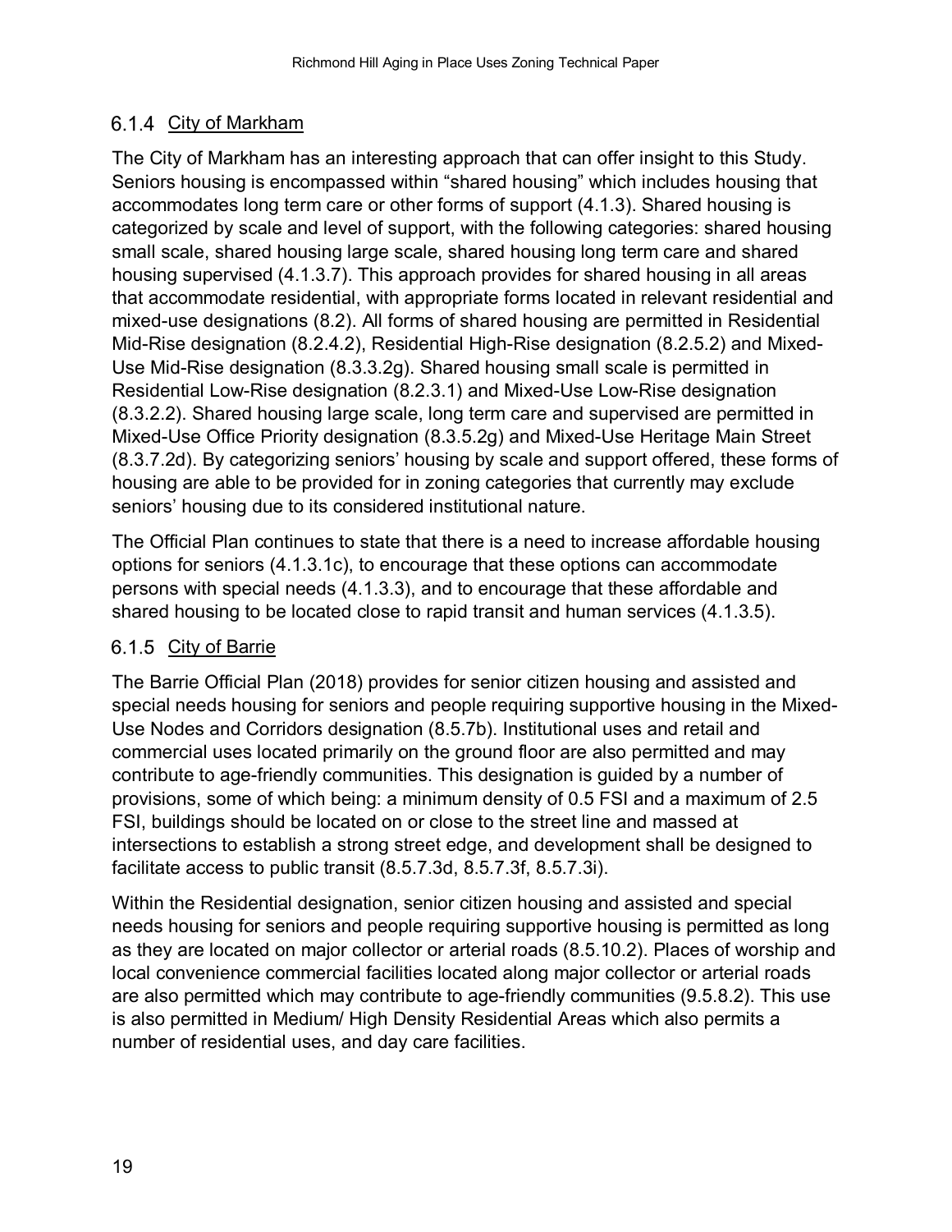### 6.1.4 City of Markham

The City of Markham has an interesting approach that can offer insight to this Study. Seniors housing is encompassed within "shared housing" which includes housing that accommodates long term care or other forms of support (4.1.3). Shared housing is categorized by scale and level of support, with the following categories: shared housing small scale, shared housing large scale, shared housing long term care and shared housing supervised (4.1.3.7). This approach provides for shared housing in all areas that accommodate residential, with appropriate forms located in relevant residential and mixed-use designations (8.2). All forms of shared housing are permitted in Residential Mid-Rise designation (8.2.4.2), Residential High-Rise designation (8.2.5.2) and Mixed-Use Mid-Rise designation (8.3.3.2g). Shared housing small scale is permitted in Residential Low-Rise designation (8.2.3.1) and Mixed-Use Low-Rise designation (8.3.2.2). Shared housing large scale, long term care and supervised are permitted in Mixed-Use Office Priority designation (8.3.5.2g) and Mixed-Use Heritage Main Street (8.3.7.2d). By categorizing seniors' housing by scale and support offered, these forms of housing are able to be provided for in zoning categories that currently may exclude seniors' housing due to its considered institutional nature.

The Official Plan continues to state that there is a need to increase affordable housing options for seniors (4.1.3.1c), to encourage that these options can accommodate persons with special needs (4.1.3.3), and to encourage that these affordable and shared housing to be located close to rapid transit and human services (4.1.3.5).

### 6.1.5 City of Barrie

The Barrie Official Plan (2018) provides for senior citizen housing and assisted and special needs housing for seniors and people requiring supportive housing in the Mixed-Use Nodes and Corridors designation (8.5.7b). Institutional uses and retail and commercial uses located primarily on the ground floor are also permitted and may contribute to age-friendly communities. This designation is guided by a number of provisions, some of which being: a minimum density of 0.5 FSI and a maximum of 2.5 FSI, buildings should be located on or close to the street line and massed at intersections to establish a strong street edge, and development shall be designed to facilitate access to public transit (8.5.7.3d, 8.5.7.3f, 8.5.7.3i).

Within the Residential designation, senior citizen housing and assisted and special needs housing for seniors and people requiring supportive housing is permitted as long as they are located on major collector or arterial roads (8.5.10.2). Places of worship and local convenience commercial facilities located along major collector or arterial roads are also permitted which may contribute to age-friendly communities (9.5.8.2). This use is also permitted in Medium/ High Density Residential Areas which also permits a number of residential uses, and day care facilities.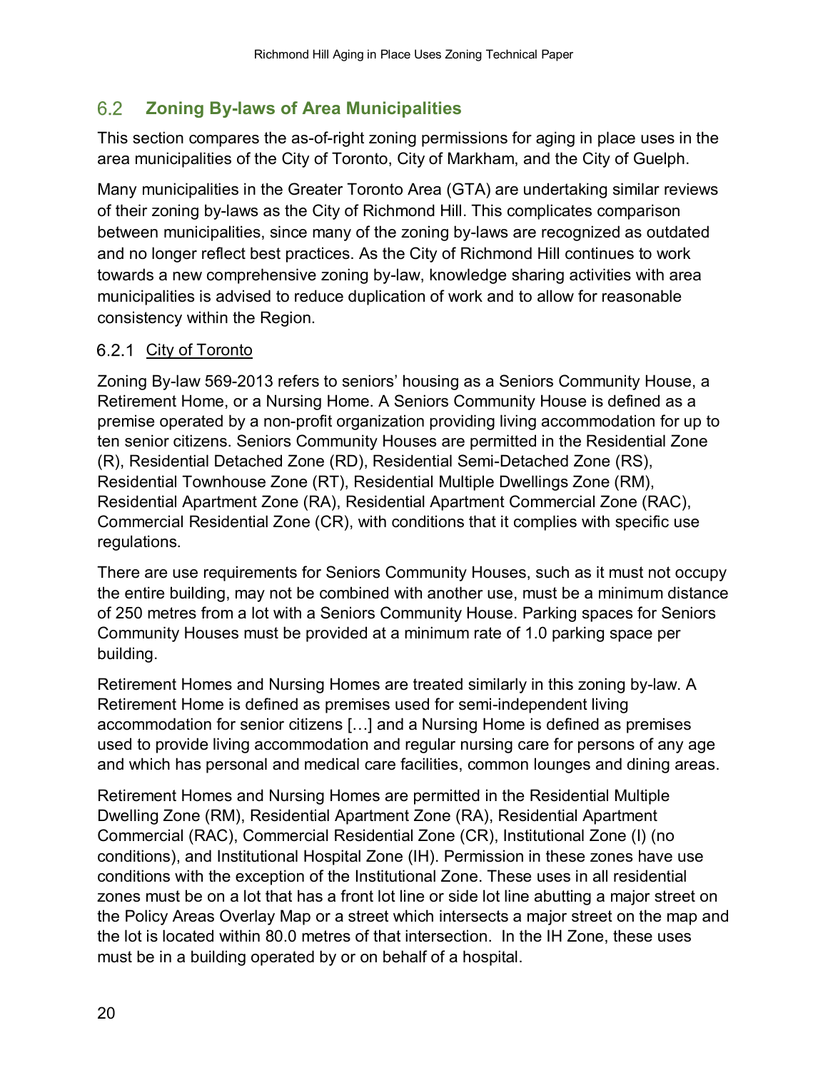## 6.2 Zoning By-laws of Area Municipalities

This section compares the as-of-right zoning permissions for aging in place uses in the area municipalities of the City of Toronto, City of Markham, and the City of Guelph.

Many municipalities in the Greater Toronto Area (GTA) are undertaking similar reviews of their zoning by-laws as the City of Richmond Hill. This complicates comparison between municipalities, since many of the zoning by-laws are recognized as outdated and no longer reflect best practices. As the City of Richmond Hill continues to work towards a new comprehensive zoning by-law, knowledge sharing activities with area municipalities is advised to reduce duplication of work and to allow for reasonable consistency within the Region.

### 6.2.1 City of Toronto

Zoning By-law 569-2013 refers to seniors' housing as a Seniors Community House, a Retirement Home, or a Nursing Home. A Seniors Community House is defined as a premise operated by a non-profit organization providing living accommodation for up to ten senior citizens. Seniors Community Houses are permitted in the Residential Zone (R), Residential Detached Zone (RD), Residential Semi-Detached Zone (RS), Residential Townhouse Zone (RT), Residential Multiple Dwellings Zone (RM), Residential Apartment Zone (RA), Residential Apartment Commercial Zone (RAC), Commercial Residential Zone (CR), with conditions that it complies with specific use regulations.

There are use requirements for Seniors Community Houses, such as it must not occupy the entire building, may not be combined with another use, must be a minimum distance of 250 metres from a lot with a Seniors Community House. Parking spaces for Seniors Community Houses must be provided at a minimum rate of 1.0 parking space per building.

Retirement Homes and Nursing Homes are treated similarly in this zoning by-law. A Retirement Home is defined as premises used for semi-independent living accommodation for senior citizens […] and a Nursing Home is defined as premises used to provide living accommodation and regular nursing care for persons of any age and which has personal and medical care facilities, common lounges and dining areas.

Retirement Homes and Nursing Homes are permitted in the Residential Multiple Dwelling Zone (RM), Residential Apartment Zone (RA), Residential Apartment Commercial (RAC), Commercial Residential Zone (CR), Institutional Zone (I) (no conditions), and Institutional Hospital Zone (IH). Permission in these zones have use conditions with the exception of the Institutional Zone. These uses in all residential zones must be on a lot that has a front lot line or side lot line abutting a major street on the Policy Areas Overlay Map or a street which intersects a major street on the map and the lot is located within 80.0 metres of that intersection. In the IH Zone, these uses must be in a building operated by or on behalf of a hospital.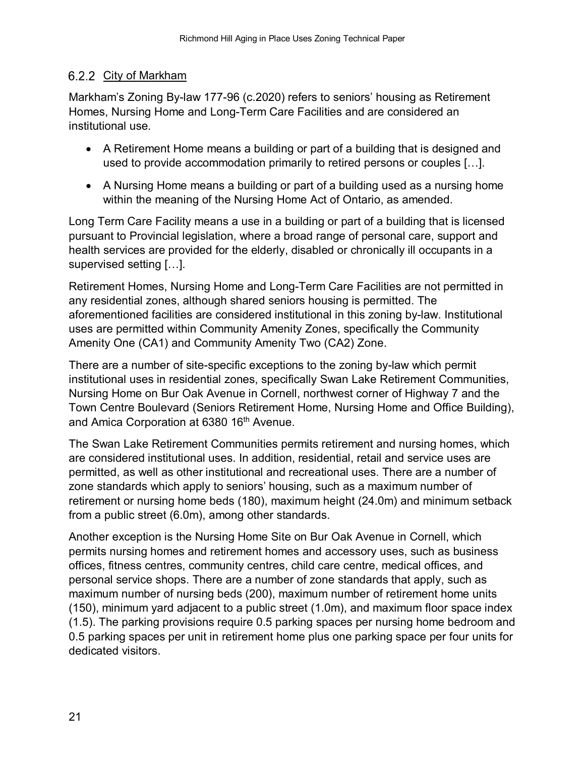### 6.2.2 City of Markham

Markham's Zoning By-law 177-96 (c.2020) refers to seniors' housing as Retirement Homes, Nursing Home and Long-Term Care Facilities and are considered an institutional use.

- A Retirement Home means a building or part of a building that is designed and used to provide accommodation primarily to retired persons or couples […].
- A Nursing Home means a building or part of a building used as a nursing home within the meaning of the Nursing Home Act of Ontario, as amended.

Long Term Care Facility means a use in a building or part of a building that is licensed pursuant to Provincial legislation, where a broad range of personal care, support and health services are provided for the elderly, disabled or chronically ill occupants in a supervised setting […].

Retirement Homes, Nursing Home and Long-Term Care Facilities are not permitted in any residential zones, although shared seniors housing is permitted. The aforementioned facilities are considered institutional in this zoning by-law. Institutional uses are permitted within Community Amenity Zones, specifically the Community Amenity One (CA1) and Community Amenity Two (CA2) Zone.

There are a number of site-specific exceptions to the zoning by-law which permit institutional uses in residential zones, specifically Swan Lake Retirement Communities, Nursing Home on Bur Oak Avenue in Cornell, northwest corner of Highway 7 and the Town Centre Boulevard (Seniors Retirement Home, Nursing Home and Office Building), and Amica Corporation at 6380 16th Avenue.

The Swan Lake Retirement Communities permits retirement and nursing homes, which are considered institutional uses. In addition, residential, retail and service uses are permitted, as well as other institutional and recreational uses. There are a number of zone standards which apply to seniors' housing, such as a maximum number of retirement or nursing home beds (180), maximum height (24.0m) and minimum setback from a public street (6.0m), among other standards.

Another exception is the Nursing Home Site on Bur Oak Avenue in Cornell, which permits nursing homes and retirement homes and accessory uses, such as business offices, fitness centres, community centres, child care centre, medical offices, and personal service shops. There are a number of zone standards that apply, such as maximum number of nursing beds (200), maximum number of retirement home units (150), minimum yard adjacent to a public street (1.0m), and maximum floor space index (1.5). The parking provisions require 0.5 parking spaces per nursing home bedroom and 0.5 parking spaces per unit in retirement home plus one parking space per four units for dedicated visitors.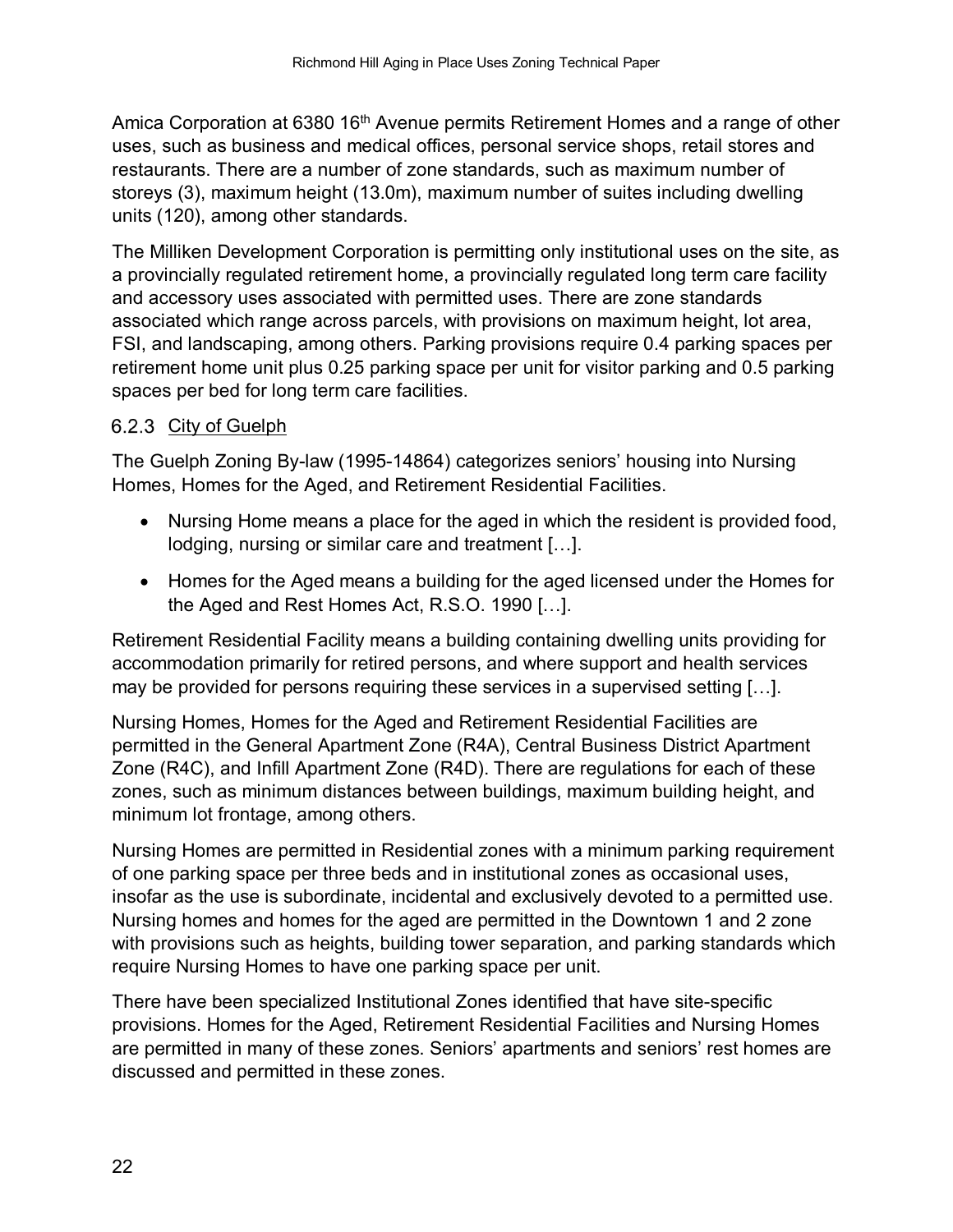Amica Corporation at 6380 16th Avenue permits Retirement Homes and a range of other uses, such as business and medical offices, personal service shops, retail stores and restaurants. There are a number of zone standards, such as maximum number of storeys (3), maximum height (13.0m), maximum number of suites including dwelling units (120), among other standards.

The Milliken Development Corporation is permitting only institutional uses on the site, as a provincially regulated retirement home, a provincially regulated long term care facility and accessory uses associated with permitted uses. There are zone standards associated which range across parcels, with provisions on maximum height, lot area, FSI, and landscaping, among others. Parking provisions require 0.4 parking spaces per retirement home unit plus 0.25 parking space per unit for visitor parking and 0.5 parking spaces per bed for long term care facilities.

### 6.2.3 City of Guelph

The Guelph Zoning By-law (1995-14864) categorizes seniors' housing into Nursing Homes, Homes for the Aged, and Retirement Residential Facilities.

- Nursing Home means a place for the aged in which the resident is provided food, lodging, nursing or similar care and treatment […].
- Homes for the Aged means a building for the aged licensed under the Homes for the Aged and Rest Homes Act, R.S.O. 1990 […].

Retirement Residential Facility means a building containing dwelling units providing for accommodation primarily for retired persons, and where support and health services may be provided for persons requiring these services in a supervised setting […].

Nursing Homes, Homes for the Aged and Retirement Residential Facilities are permitted in the General Apartment Zone (R4A), Central Business District Apartment Zone (R4C), and Infill Apartment Zone (R4D). There are regulations for each of these zones, such as minimum distances between buildings, maximum building height, and minimum lot frontage, among others.

Nursing Homes are permitted in Residential zones with a minimum parking requirement of one parking space per three beds and in institutional zones as occasional uses, insofar as the use is subordinate, incidental and exclusively devoted to a permitted use. Nursing homes and homes for the aged are permitted in the Downtown 1 and 2 zone with provisions such as heights, building tower separation, and parking standards which require Nursing Homes to have one parking space per unit.

There have been specialized Institutional Zones identified that have site-specific provisions. Homes for the Aged, Retirement Residential Facilities and Nursing Homes are permitted in many of these zones. Seniors' apartments and seniors' rest homes are discussed and permitted in these zones.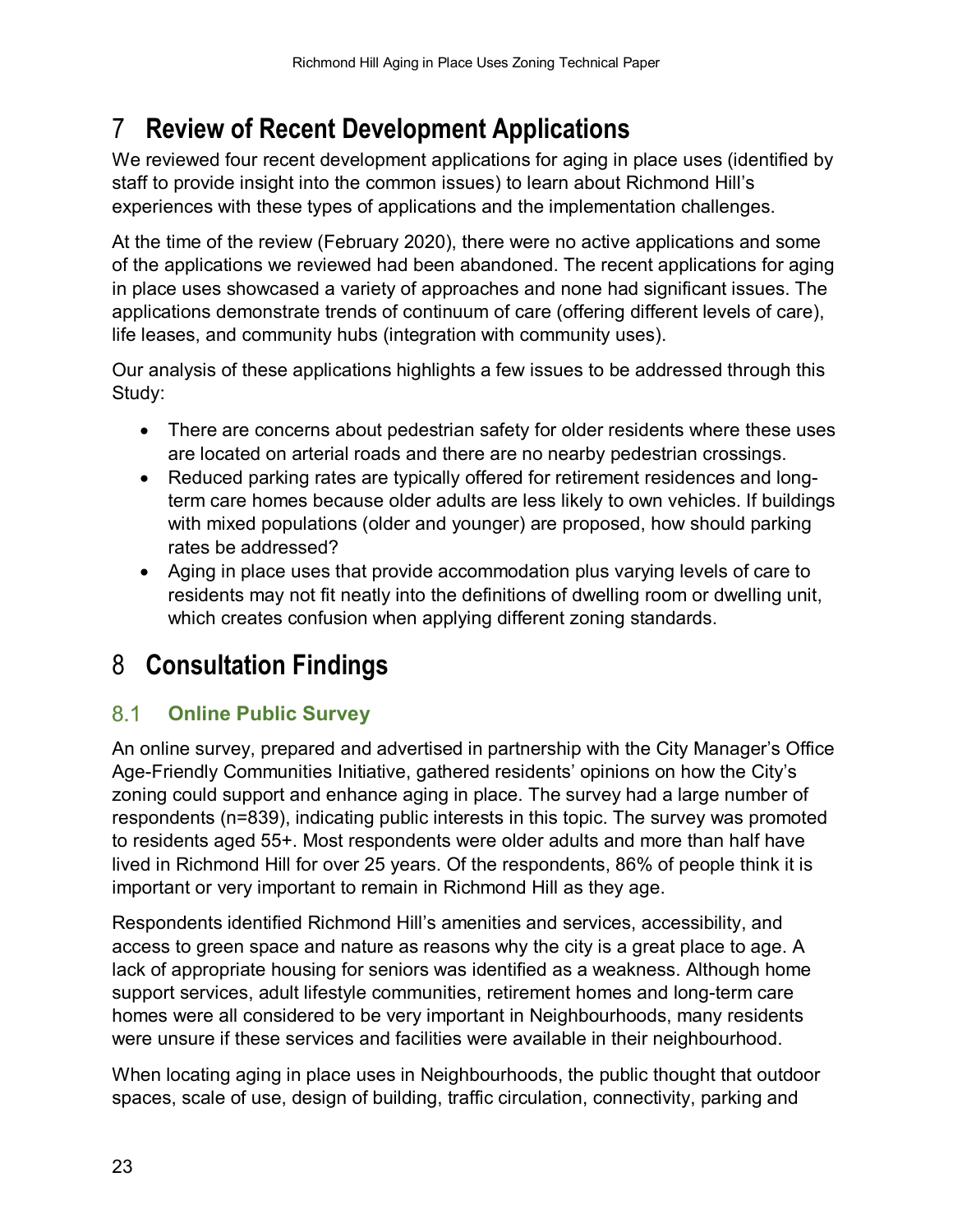# 7 Review of Recent Development Applications

We reviewed four recent development applications for aging in place uses (identified by staff to provide insight into the common issues) to learn about Richmond Hill's experiences with these types of applications and the implementation challenges.

At the time of the review (February 2020), there were no active applications and some of the applications we reviewed had been abandoned. The recent applications for aging in place uses showcased a variety of approaches and none had significant issues. The applications demonstrate trends of continuum of care (offering different levels of care), life leases, and community hubs (integration with community uses).

Our analysis of these applications highlights a few issues to be addressed through this Study:

- There are concerns about pedestrian safety for older residents where these uses are located on arterial roads and there are no nearby pedestrian crossings.
- Reduced parking rates are typically offered for retirement residences and long-term care homes because older adults are less likely to own vehicles. If buildings with mixed populations (older and younger) are proposed, how should parking rates be addressed?
- Aging in place uses that provide accommodation plus varying levels of care to residents may not fit neatly into the definitions of dwelling room or dwelling unit, which creates confusion when applying different zoning standards.

# 8 Consultation Findings

## 8.1 Online Public Survey

An online survey, prepared and advertised in partnership with the City Manager's Office Age-Friendly Communities Initiative, gathered residents' opinions on how the City's zoning could support and enhance aging in place. The survey had a large number of respondents (n=839), indicating public interests in this topic. The survey was promoted to residents aged 55+. Most respondents were older adults and more than half have lived in Richmond Hill for over 25 years. Of the respondents, 86% of people think it is important or very important to remain in Richmond Hill as they age.

Respondents identified Richmond Hill's amenities and services, accessibility, and access to green space and nature as reasons why the city is a great place to age. A lack of appropriate housing for seniors was identified as a weakness. Although home support services, adult lifestyle communities, retirement homes and long-term care homes were all considered to be very important in Neighbourhoods, many residents were unsure if these services and facilities were available in their neighbourhood.

When locating aging in place uses in Neighbourhoods, the public thought that outdoor spaces, scale of use, design of building, traffic circulation, connectivity, parking and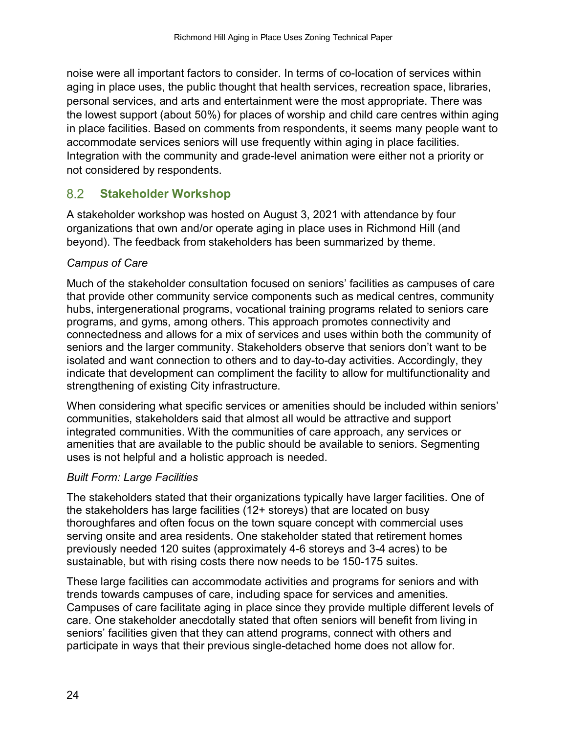noise were all important factors to consider. In terms of co-location of services within aging in place uses, the public thought that health services, recreation space, libraries, personal services, and arts and entertainment were the most appropriate. There was the lowest support (about 50%) for places of worship and child care centres within aging in place facilities. Based on comments from respondents, it seems many people want to accommodate services seniors will use frequently within aging in place facilities. Integration with the community and grade-level animation were either not a priority or not considered by respondents.

## 8.2 Stakeholder Workshop

A stakeholder workshop was hosted on August 3, 2021 with attendance by four organizations that own and/or operate aging in place uses in Richmond Hill (and beyond). The feedback from stakeholders has been summarized by theme.

*Campus of Care*

Much of the stakeholder consultation focused on seniors' facilities as campuses of care that provide other community service components such as medical centres, community hubs, intergenerational programs, vocational training programs related to seniors care programs, and gyms, among others. This approach promotes connectivity and connectedness and allows for a mix of services and uses within both the community of seniors and the larger community. Stakeholders observe that seniors don't want to be isolated and want connection to others and to day-to-day activities. Accordingly, they indicate that development can compliment the facility to allow for multifunctionality and strengthening of existing City infrastructure.

When considering what specific services or amenities should be included within seniors' communities, stakeholders said that almost all would be attractive and support integrated communities. With the communities of care approach, any services or amenities that are available to the public should be available to seniors. Segmenting uses is not helpful and a holistic approach is needed.

*Built Form: Large Facilities*

The stakeholders stated that their organizations typically have larger facilities. One of the stakeholders has large facilities (12+ storeys) that are located on busy thoroughfares and often focus on the town square concept with commercial uses serving onsite and area residents. One stakeholder stated that retirement homes previously needed 120 suites (approximately 4-6 storeys and 3-4 acres) to be sustainable, but with rising costs there now needs to be 150-175 suites.

These large facilities can accommodate activities and programs for seniors and with trends towards campuses of care, including space for services and amenities. Campuses of care facilitate aging in place since they provide multiple different levels of care. One stakeholder anecdotally stated that often seniors will benefit from living in seniors' facilities given that they can attend programs, connect with others and participate in ways that their previous single-detached home does not allow for.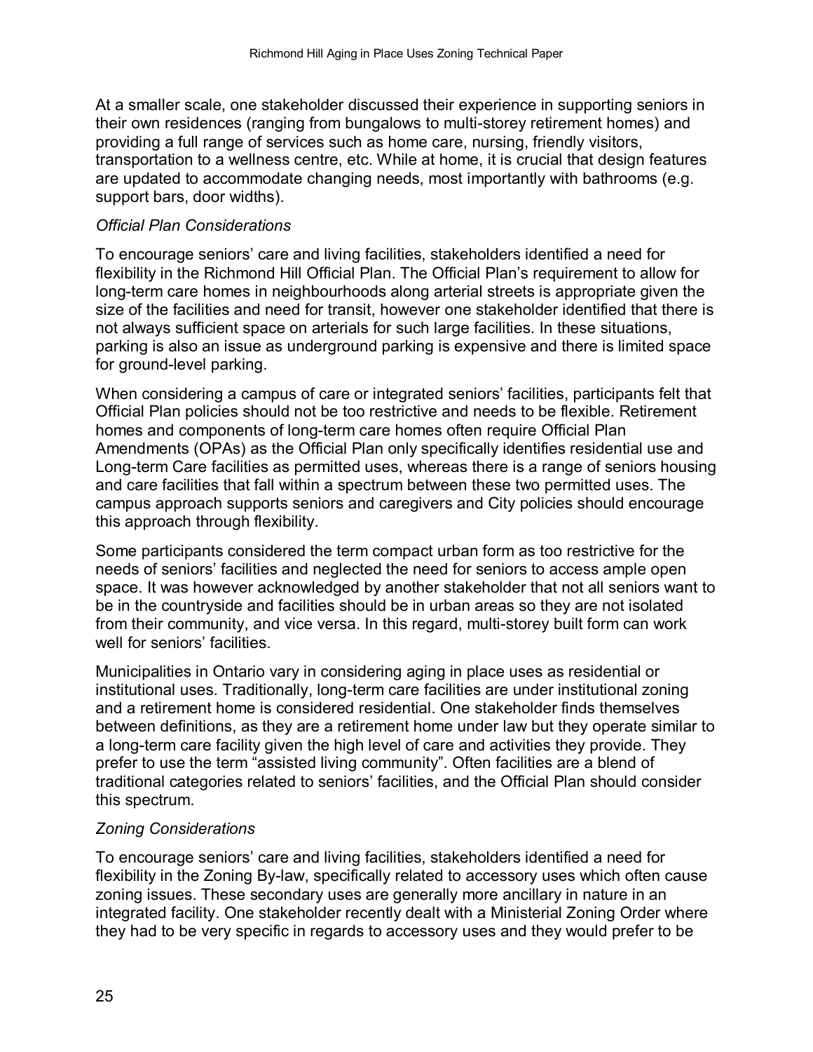At a smaller scale, one stakeholder discussed their experience in supporting seniors in their own residences (ranging from bungalows to multi-storey retirement homes) and providing a full range of services such as home care, nursing, friendly visitors, transportation to a wellness centre, etc. While at home, it is crucial that design features are updated to accommodate changing needs, most importantly with bathrooms (e.g. support bars, door widths).

*Official Plan Considerations*

To encourage seniors' care and living facilities, stakeholders identified a need for flexibility in the Richmond Hill Official Plan. The Official Plan's requirement to allow for long-term care homes in neighbourhoods along arterial streets is appropriate given the size of the facilities and need for transit, however one stakeholder identified that there is not always sufficient space on arterials for such large facilities. In these situations, parking is also an issue as underground parking is expensive and there is limited space for ground-level parking.

When considering a campus of care or integrated seniors' facilities, participants felt that Official Plan policies should not be too restrictive and needs to be flexible. Retirement homes and components of long-term care homes often require Official Plan Amendments (OPAs) as the Official Plan only specifically identifies residential use and Long-term Care facilities as permitted uses, whereas there is a range of seniors housing and care facilities that fall within a spectrum between these two permitted uses. The campus approach supports seniors and caregivers and City policies should encourage this approach through flexibility.

Some participants considered the term compact urban form as too restrictive for the needs of seniors' facilities and neglected the need for seniors to access ample open space. It was however acknowledged by another stakeholder that not all seniors want to be in the countryside and facilities should be in urban areas so they are not isolated from their community, and vice versa. In this regard, multi-storey built form can work well for seniors' facilities.

Municipalities in Ontario vary in considering aging in place uses as residential or institutional uses. Traditionally, long-term care facilities are under institutional zoning and a retirement home is considered residential. One stakeholder finds themselves between definitions, as they are a retirement home under law but they operate similar to a long-term care facility given the high level of care and activities they provide. They prefer to use the term "assisted living community". Often facilities are a blend of traditional categories related to seniors' facilities, and the Official Plan should consider this spectrum.

*Zoning Considerations*

To encourage seniors' care and living facilities, stakeholders identified a need for flexibility in the Zoning By-law, specifically related to accessory uses which often cause zoning issues. These secondary uses are generally more ancillary in nature in an integrated facility. One stakeholder recently dealt with a Ministerial Zoning Order where they had to be very specific in regards to accessory uses and they would prefer to be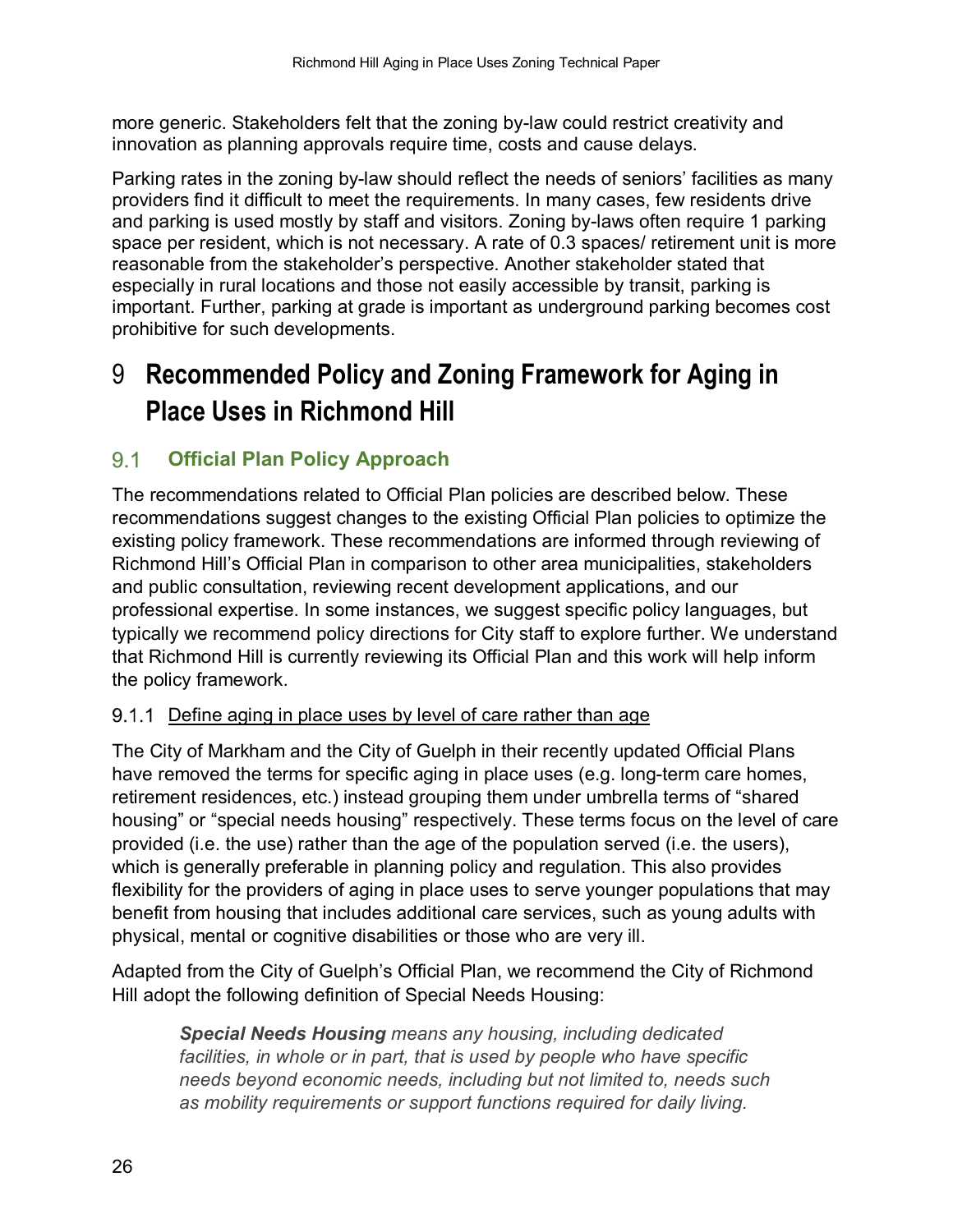more generic. Stakeholders felt that the zoning by-law could restrict creativity and innovation as planning approvals require time, costs and cause delays.

Parking rates in the zoning by-law should reflect the needs of seniors' facilities as many providers find it difficult to meet the requirements. In many cases, few residents drive and parking is used mostly by staff and visitors. Zoning by-laws often require 1 parking space per resident, which is not necessary. A rate of 0.3 spaces/ retirement unit is more reasonable from the stakeholder's perspective. Another stakeholder stated that especially in rural locations and those not easily accessible by transit, parking is important. Further, parking at grade is important as underground parking becomes cost prohibitive for such developments.

# 9 Recommended Policy and Zoning Framework for Aging in Place Uses in Richmond Hill

## 9.1 Official Plan Policy Approach

The recommendations related to Official Plan policies are described below. These recommendations suggest changes to the existing Official Plan policies to optimize the existing policy framework. These recommendations are informed through reviewing of Richmond Hill's Official Plan in comparison to other area municipalities, stakeholders and public consultation, reviewing recent development applications, and our professional expertise. In some instances, we suggest specific policy languages, but typically we recommend policy directions for City staff to explore further. We understand that Richmond Hill is currently reviewing its Official Plan and this work will help inform the policy framework.

### 9.1.1 Define aging in place uses by level of care rather than age

The City of Markham and the City of Guelph in their recently updated Official Plans have removed the terms for specific aging in place uses (e.g. long-term care homes, retirement residences, etc.) instead grouping them under umbrella terms of "shared housing" or "special needs housing" respectively. These terms focus on the level of care provided (i.e. the use) rather than the age of the population served (i.e. the users), which is generally preferable in planning policy and regulation. This also provides flexibility for the providers of aging in place uses to serve younger populations that may benefit from housing that includes additional care services, such as young adults with physical, mental or cognitive disabilities or those who are very ill.

Adapted from the City of Guelph's Official Plan, we recommend the City of Richmond Hill adopt the following definition of Special Needs Housing:

> ***Special Needs Housing*** *means any housing, including dedicated facilities, in whole or in part, that is used by people who have specific needs beyond economic needs, including but not limited to, needs such as mobility requirements or support functions required for daily living.*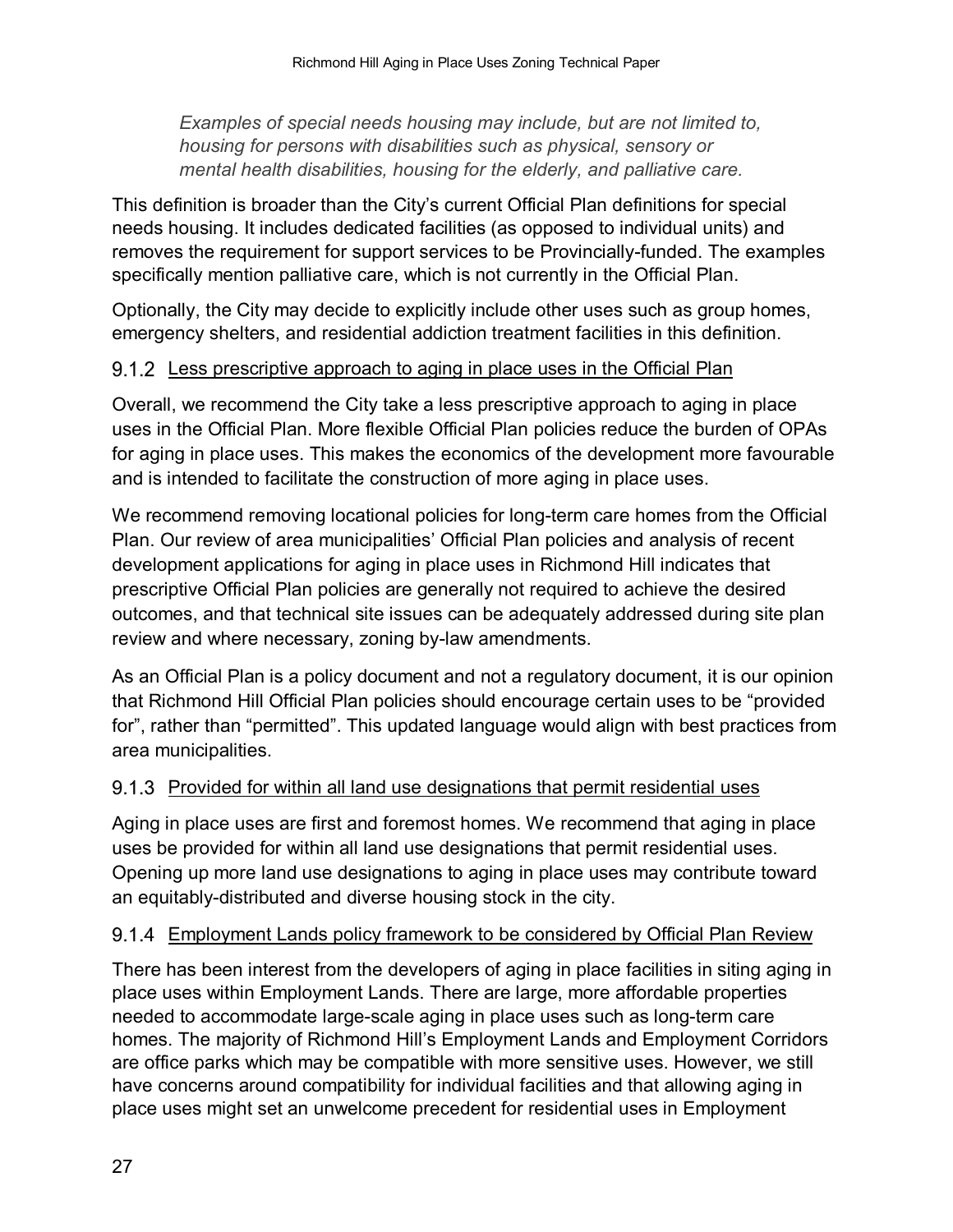> *Examples of special needs housing may include, but are not limited to, housing for persons with disabilities such as physical, sensory or mental health disabilities, housing for the elderly, and palliative care.*

This definition is broader than the City's current Official Plan definitions for special needs housing. It includes dedicated facilities (as opposed to individual units) and removes the requirement for support services to be Provincially-funded. The examples specifically mention palliative care, which is not currently in the Official Plan.

Optionally, the City may decide to explicitly include other uses such as group homes, emergency shelters, and residential addiction treatment facilities in this definition.

#### 9.1.2 Less prescriptive approach to aging in place uses in the Official Plan

Overall, we recommend the City take a less prescriptive approach to aging in place uses in the Official Plan. More flexible Official Plan policies reduce the burden of OPAs for aging in place uses. This makes the economics of the development more favourable and is intended to facilitate the construction of more aging in place uses.

We recommend removing locational policies for long-term care homes from the Official Plan. Our review of area municipalities' Official Plan policies and analysis of recent development applications for aging in place uses in Richmond Hill indicates that prescriptive Official Plan policies are generally not required to achieve the desired outcomes, and that technical site issues can be adequately addressed during site plan review and where necessary, zoning by-law amendments.

As an Official Plan is a policy document and not a regulatory document, it is our opinion that Richmond Hill Official Plan policies should encourage certain uses to be "provided for", rather than "permitted". This updated language would align with best practices from area municipalities.

#### 9.1.3 Provided for within all land use designations that permit residential uses

Aging in place uses are first and foremost homes. We recommend that aging in place uses be provided for within all land use designations that permit residential uses. Opening up more land use designations to aging in place uses may contribute toward an equitably-distributed and diverse housing stock in the city.

#### 9.1.4 Employment Lands policy framework to be considered by Official Plan Review

There has been interest from the developers of aging in place facilities in siting aging in place uses within Employment Lands. There are large, more affordable properties needed to accommodate large-scale aging in place uses such as long-term care homes. The majority of Richmond Hill's Employment Lands and Employment Corridors are office parks which may be compatible with more sensitive uses. However, we still have concerns around compatibility for individual facilities and that allowing aging in place uses might set an unwelcome precedent for residential uses in Employment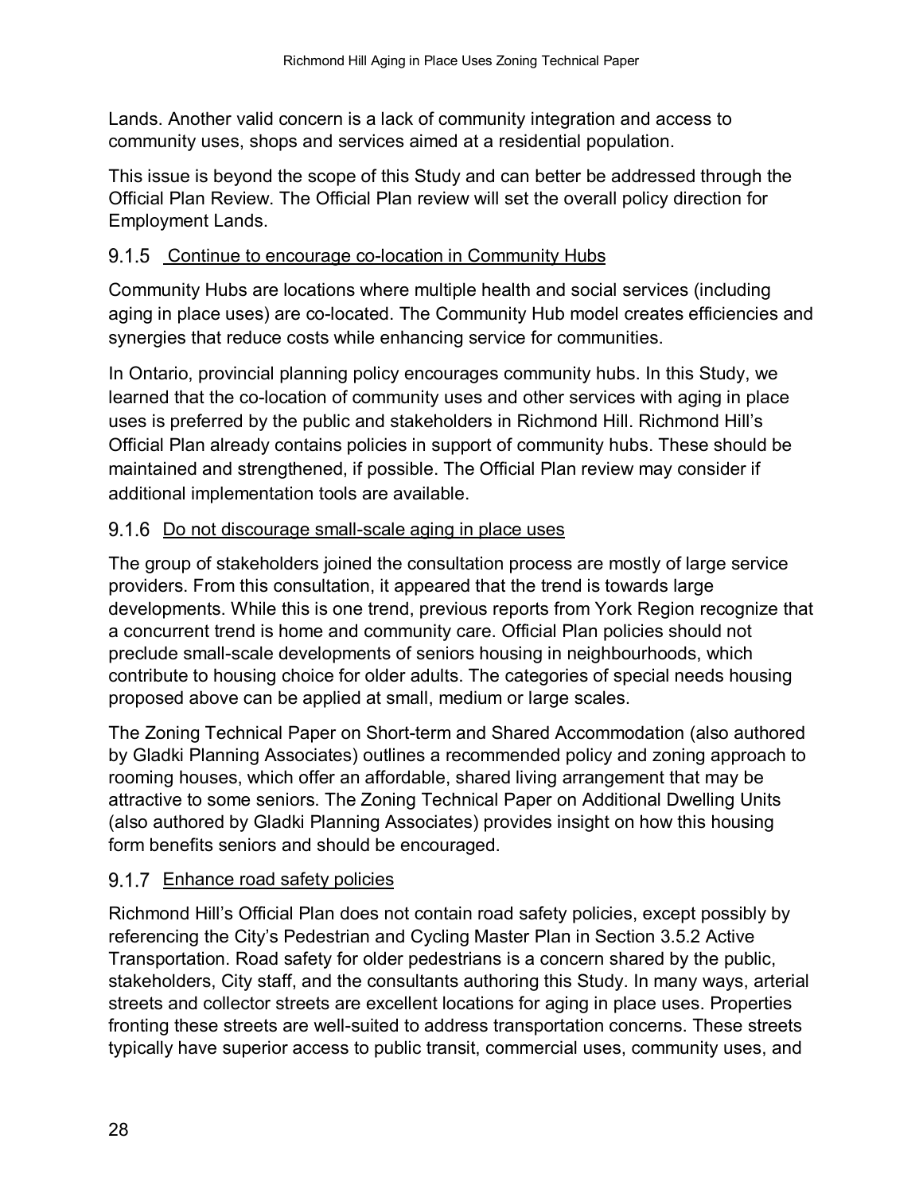Lands. Another valid concern is a lack of community integration and access to community uses, shops and services aimed at a residential population.

This issue is beyond the scope of this Study and can better be addressed through the Official Plan Review. The Official Plan review will set the overall policy direction for Employment Lands.

### 9.1.5 Continue to encourage co-location in Community Hubs

Community Hubs are locations where multiple health and social services (including aging in place uses) are co-located. The Community Hub model creates efficiencies and synergies that reduce costs while enhancing service for communities.

In Ontario, provincial planning policy encourages community hubs. In this Study, we learned that the co-location of community uses and other services with aging in place uses is preferred by the public and stakeholders in Richmond Hill. Richmond Hill's Official Plan already contains policies in support of community hubs. These should be maintained and strengthened, if possible. The Official Plan review may consider if additional implementation tools are available.

### 9.1.6 Do not discourage small-scale aging in place uses

The group of stakeholders joined the consultation process are mostly of large service providers. From this consultation, it appeared that the trend is towards large developments. While this is one trend, previous reports from York Region recognize that a concurrent trend is home and community care. Official Plan policies should not preclude small-scale developments of seniors housing in neighbourhoods, which contribute to housing choice for older adults. The categories of special needs housing proposed above can be applied at small, medium or large scales.

The Zoning Technical Paper on Short-term and Shared Accommodation (also authored by Gladki Planning Associates) outlines a recommended policy and zoning approach to rooming houses, which offer an affordable, shared living arrangement that may be attractive to some seniors. The Zoning Technical Paper on Additional Dwelling Units (also authored by Gladki Planning Associates) provides insight on how this housing form benefits seniors and should be encouraged.

### 9.1.7 Enhance road safety policies

Richmond Hill's Official Plan does not contain road safety policies, except possibly by referencing the City's Pedestrian and Cycling Master Plan in Section 3.5.2 Active Transportation. Road safety for older pedestrians is a concern shared by the public, stakeholders, City staff, and the consultants authoring this Study. In many ways, arterial streets and collector streets are excellent locations for aging in place uses. Properties fronting these streets are well-suited to address transportation concerns. These streets typically have superior access to public transit, commercial uses, community uses, and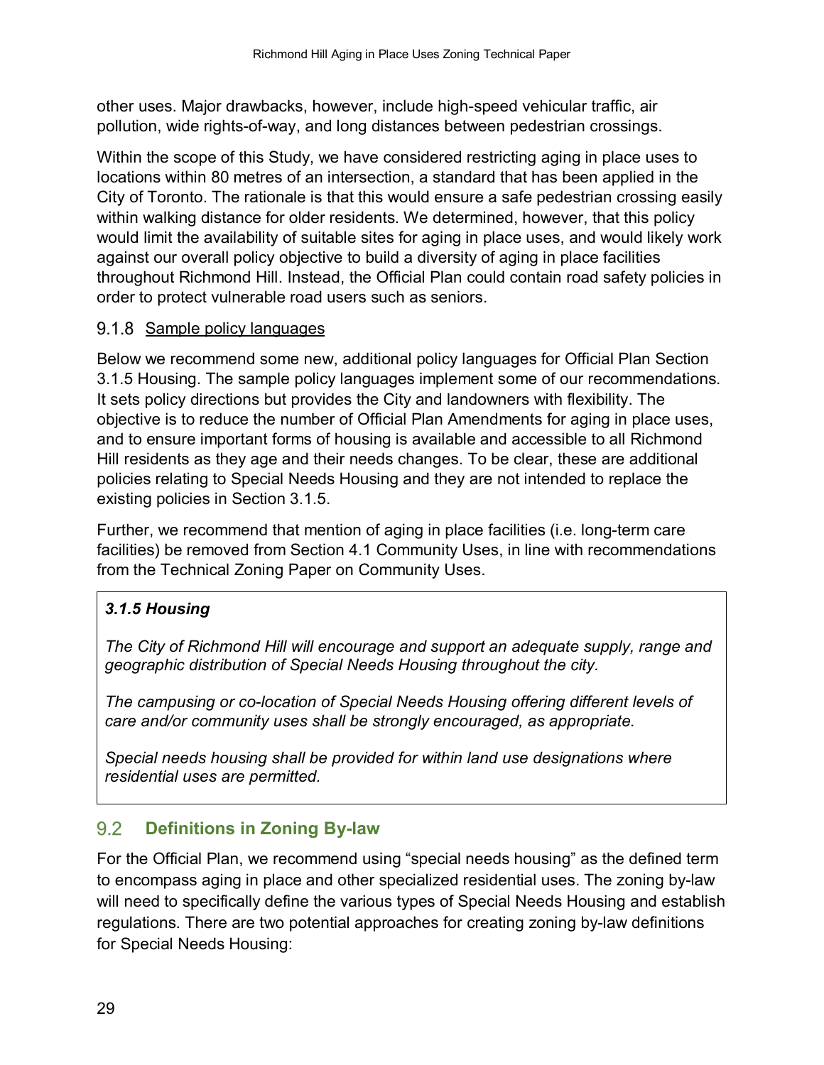other uses. Major drawbacks, however, include high-speed vehicular traffic, air pollution, wide rights-of-way, and long distances between pedestrian crossings.

Within the scope of this Study, we have considered restricting aging in place uses to locations within 80 metres of an intersection, a standard that has been applied in the City of Toronto. The rationale is that this would ensure a safe pedestrian crossing easily within walking distance for older residents. We determined, however, that this policy would limit the availability of suitable sites for aging in place uses, and would likely work against our overall policy objective to build a diversity of aging in place facilities throughout Richmond Hill. Instead, the Official Plan could contain road safety policies in order to protect vulnerable road users such as seniors.

#### 9.1.8 Sample policy languages

Below we recommend some new, additional policy languages for Official Plan Section 3.1.5 Housing. The sample policy languages implement some of our recommendations. It sets policy directions but provides the City and landowners with flexibility. The objective is to reduce the number of Official Plan Amendments for aging in place uses, and to ensure important forms of housing is available and accessible to all Richmond Hill residents as they age and their needs changes. To be clear, these are additional policies relating to Special Needs Housing and they are not intended to replace the existing policies in Section 3.1.5.

Further, we recommend that mention of aging in place facilities (i.e. long-term care facilities) be removed from Section 4.1 Community Uses, in line with recommendations from the Technical Zoning Paper on Community Uses.

> ***3.1.5 Housing***
>
> *The City of Richmond Hill will encourage and support an adequate supply, range and geographic distribution of Special Needs Housing throughout the city.*
>
> *The campusing or co-location of Special Needs Housing offering different levels of care and/or community uses shall be strongly encouraged, as appropriate.*
>
> *Special needs housing shall be provided for within land use designations where residential uses are permitted.*

### 9.2 Definitions in Zoning By-law

For the Official Plan, we recommend using "special needs housing" as the defined term to encompass aging in place and other specialized residential uses. The zoning by-law will need to specifically define the various types of Special Needs Housing and establish regulations. There are two potential approaches for creating zoning by-law definitions for Special Needs Housing: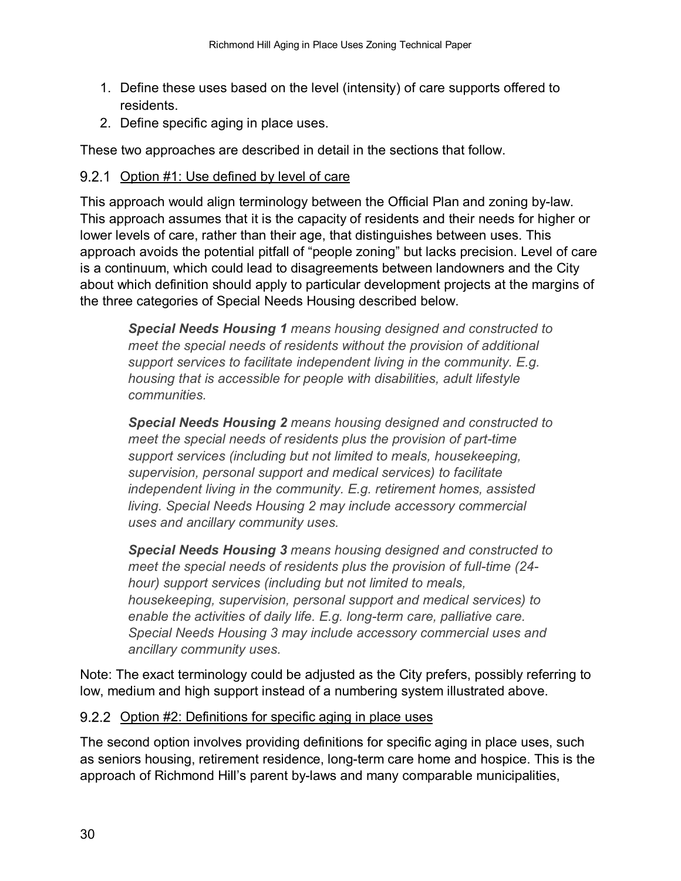1. Define these uses based on the level (intensity) of care supports offered to residents.
2. Define specific aging in place uses.

These two approaches are described in detail in the sections that follow.

### 9.2.1 Option #1: Use defined by level of care

This approach would align terminology between the Official Plan and zoning by-law. This approach assumes that it is the capacity of residents and their needs for higher or lower levels of care, rather than their age, that distinguishes between uses. This approach avoids the potential pitfall of "people zoning" but lacks precision. Level of care is a continuum, which could lead to disagreements between landowners and the City about which definition should apply to particular development projects at the margins of the three categories of Special Needs Housing described below.

> ***Special Needs Housing 1*** *means housing designed and constructed to meet the special needs of residents without the provision of additional support services to facilitate independent living in the community. E.g. housing that is accessible for people with disabilities, adult lifestyle communities.*
>
> ***Special Needs Housing 2*** *means housing designed and constructed to meet the special needs of residents plus the provision of part-time support services (including but not limited to meals, housekeeping, supervision, personal support and medical services) to facilitate independent living in the community. E.g. retirement homes, assisted living. Special Needs Housing 2 may include accessory commercial uses and ancillary community uses.*
>
> ***Special Needs Housing 3*** *means housing designed and constructed to meet the special needs of residents plus the provision of full-time (24-hour) support services (including but not limited to meals, housekeeping, supervision, personal support and medical services) to enable the activities of daily life. E.g. long-term care, palliative care. Special Needs Housing 3 may include accessory commercial uses and ancillary community uses.*

Note: The exact terminology could be adjusted as the City prefers, possibly referring to low, medium and high support instead of a numbering system illustrated above.

### 9.2.2 Option #2: Definitions for specific aging in place uses

The second option involves providing definitions for specific aging in place uses, such as seniors housing, retirement residence, long-term care home and hospice. This is the approach of Richmond Hill's parent by-laws and many comparable municipalities,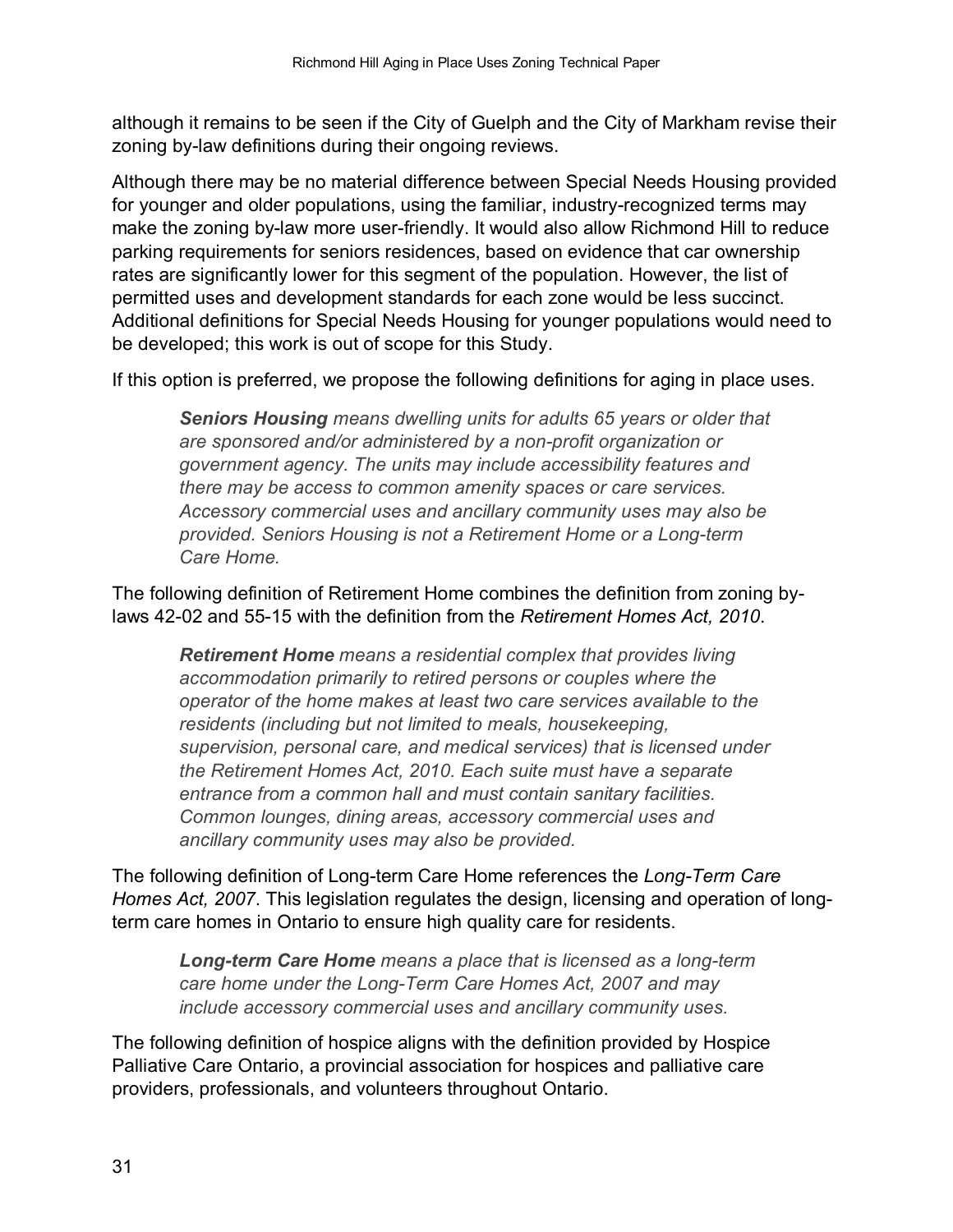although it remains to be seen if the City of Guelph and the City of Markham revise their zoning by-law definitions during their ongoing reviews.

Although there may be no material difference between Special Needs Housing provided for younger and older populations, using the familiar, industry-recognized terms may make the zoning by-law more user-friendly. It would also allow Richmond Hill to reduce parking requirements for seniors residences, based on evidence that car ownership rates are significantly lower for this segment of the population. However, the list of permitted uses and development standards for each zone would be less succinct. Additional definitions for Special Needs Housing for younger populations would need to be developed; this work is out of scope for this Study.

If this option is preferred, we propose the following definitions for aging in place uses.

> ***Seniors Housing*** *means dwelling units for adults 65 years or older that are sponsored and/or administered by a non-profit organization or government agency. The units may include accessibility features and there may be access to common amenity spaces or care services. Accessory commercial uses and ancillary community uses may also be provided. Seniors Housing is not a Retirement Home or a Long-term Care Home.*

The following definition of Retirement Home combines the definition from zoning by-laws 42-02 and 55-15 with the definition from the *Retirement Homes Act, 2010*.

> ***Retirement Home*** *means a residential complex that provides living accommodation primarily to retired persons or couples where the operator of the home makes at least two care services available to the residents (including but not limited to meals, housekeeping, supervision, personal care, and medical services) that is licensed under the Retirement Homes Act, 2010. Each suite must have a separate entrance from a common hall and must contain sanitary facilities. Common lounges, dining areas, accessory commercial uses and ancillary community uses may also be provided.*

The following definition of Long-term Care Home references the *Long-Term Care Homes Act, 2007*. This legislation regulates the design, licensing and operation of long-term care homes in Ontario to ensure high quality care for residents.

> ***Long-term Care Home*** *means a place that is licensed as a long-term care home under the Long-Term Care Homes Act, 2007 and may include accessory commercial uses and ancillary community uses.*

The following definition of hospice aligns with the definition provided by Hospice Palliative Care Ontario, a provincial association for hospices and palliative care providers, professionals, and volunteers throughout Ontario.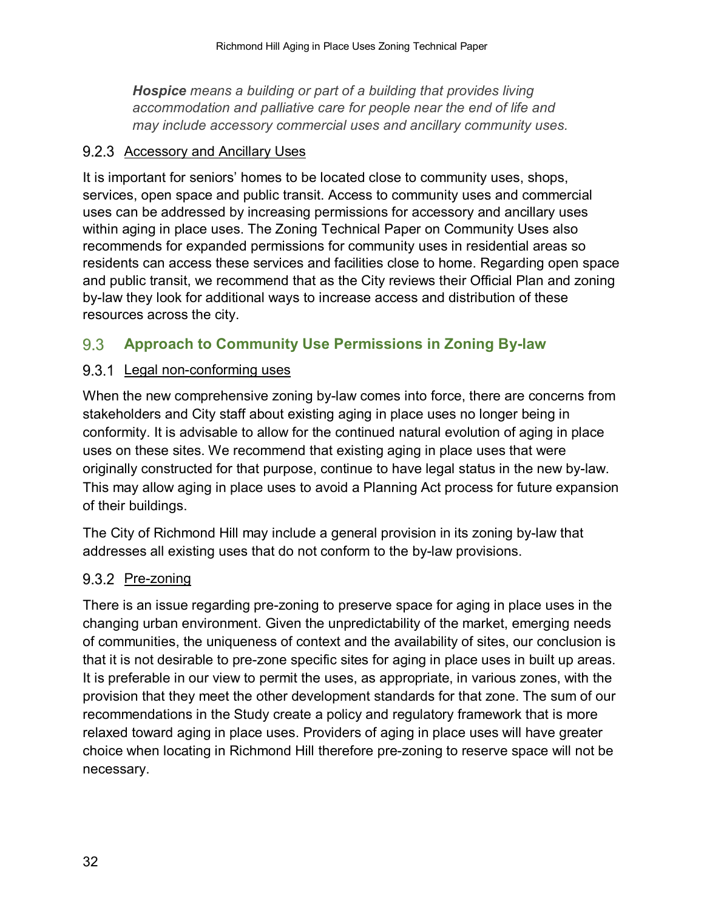***Hospice** means a building or part of a building that provides living accommodation and palliative care for people near the end of life and may include accessory commercial uses and ancillary community uses.*

#### 9.2.3 Accessory and Ancillary Uses

It is important for seniors' homes to be located close to community uses, shops, services, open space and public transit. Access to community uses and commercial uses can be addressed by increasing permissions for accessory and ancillary uses within aging in place uses. The Zoning Technical Paper on Community Uses also recommends for expanded permissions for community uses in residential areas so residents can access these services and facilities close to home. Regarding open space and public transit, we recommend that as the City reviews their Official Plan and zoning by-law they look for additional ways to increase access and distribution of these resources across the city.

### 9.3 Approach to Community Use Permissions in Zoning By-law

#### 9.3.1 Legal non-conforming uses

When the new comprehensive zoning by-law comes into force, there are concerns from stakeholders and City staff about existing aging in place uses no longer being in conformity. It is advisable to allow for the continued natural evolution of aging in place uses on these sites. We recommend that existing aging in place uses that were originally constructed for that purpose, continue to have legal status in the new by-law. This may allow aging in place uses to avoid a Planning Act process for future expansion of their buildings.

The City of Richmond Hill may include a general provision in its zoning by-law that addresses all existing uses that do not conform to the by-law provisions.

#### 9.3.2 Pre-zoning

There is an issue regarding pre-zoning to preserve space for aging in place uses in the changing urban environment. Given the unpredictability of the market, emerging needs of communities, the uniqueness of context and the availability of sites, our conclusion is that it is not desirable to pre-zone specific sites for aging in place uses in built up areas. It is preferable in our view to permit the uses, as appropriate, in various zones, with the provision that they meet the other development standards for that zone. The sum of our recommendations in the Study create a policy and regulatory framework that is more relaxed toward aging in place uses. Providers of aging in place uses will have greater choice when locating in Richmond Hill therefore pre-zoning to reserve space will not be necessary.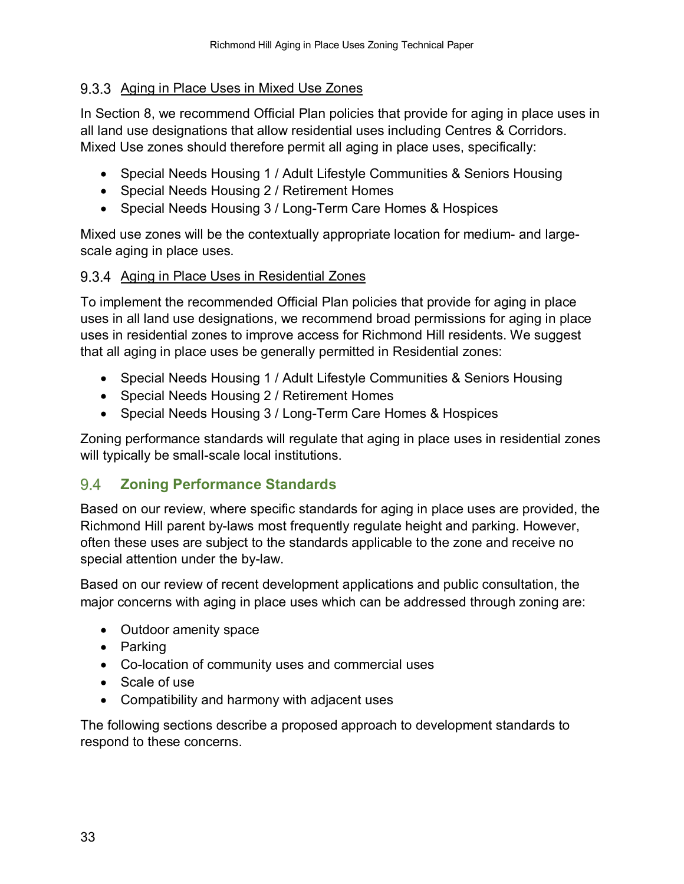### 9.3.3 Aging in Place Uses in Mixed Use Zones

In Section 8, we recommend Official Plan policies that provide for aging in place uses in all land use designations that allow residential uses including Centres & Corridors. Mixed Use zones should therefore permit all aging in place uses, specifically:

- Special Needs Housing 1 / Adult Lifestyle Communities & Seniors Housing
- Special Needs Housing 2 / Retirement Homes
- Special Needs Housing 3 / Long-Term Care Homes & Hospices

Mixed use zones will be the contextually appropriate location for medium- and large-scale aging in place uses.

### 9.3.4 Aging in Place Uses in Residential Zones

To implement the recommended Official Plan policies that provide for aging in place uses in all land use designations, we recommend broad permissions for aging in place uses in residential zones to improve access for Richmond Hill residents. We suggest that all aging in place uses be generally permitted in Residential zones:

- Special Needs Housing 1 / Adult Lifestyle Communities & Seniors Housing
- Special Needs Housing 2 / Retirement Homes
- Special Needs Housing 3 / Long-Term Care Homes & Hospices

Zoning performance standards will regulate that aging in place uses in residential zones will typically be small-scale local institutions.

## 9.4 Zoning Performance Standards

Based on our review, where specific standards for aging in place uses are provided, the Richmond Hill parent by-laws most frequently regulate height and parking. However, often these uses are subject to the standards applicable to the zone and receive no special attention under the by-law.

Based on our review of recent development applications and public consultation, the major concerns with aging in place uses which can be addressed through zoning are:

- Outdoor amenity space
- Parking
- Co-location of community uses and commercial uses
- Scale of use
- Compatibility and harmony with adjacent uses

The following sections describe a proposed approach to development standards to respond to these concerns.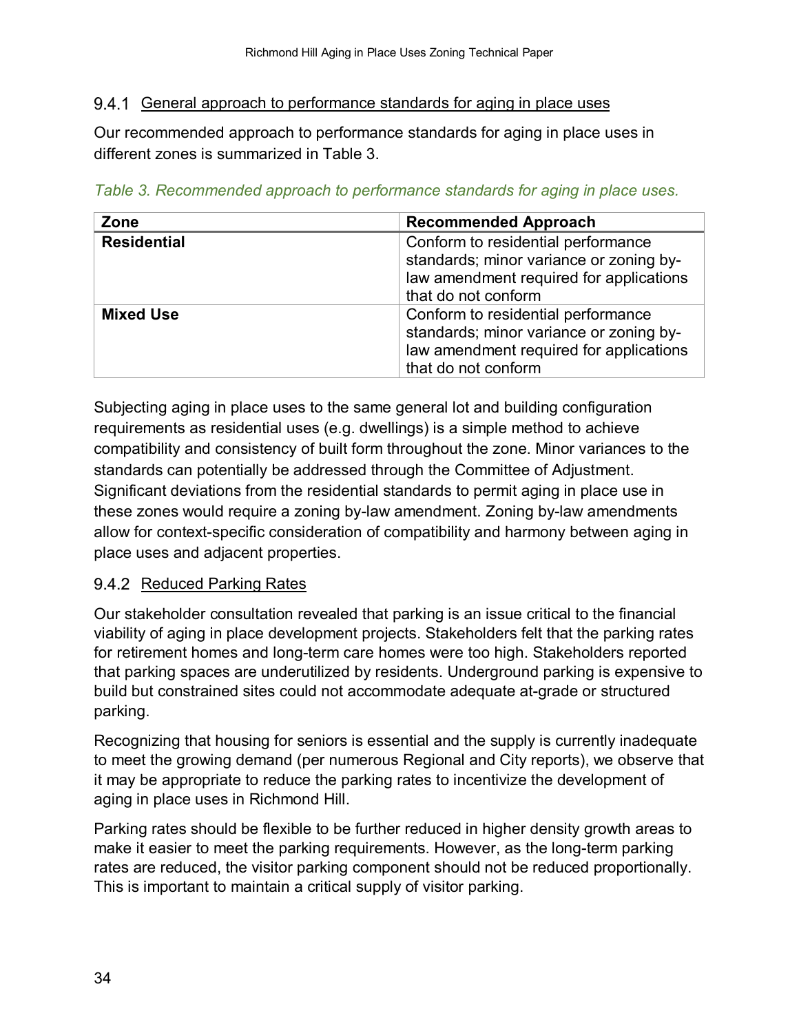### 9.4.1 General approach to performance standards for aging in place uses

Our recommended approach to performance standards for aging in place uses in different zones is summarized in Table 3.

*Table 3. Recommended approach to performance standards for aging in place uses.*

| Zone | Recommended Approach |
|---|---|
| **Residential** | Conform to residential performance standards; minor variance or zoning by-law amendment required for applications that do not conform |
| **Mixed Use** | Conform to residential performance standards; minor variance or zoning by-law amendment required for applications that do not conform |

Subjecting aging in place uses to the same general lot and building configuration requirements as residential uses (e.g. dwellings) is a simple method to achieve compatibility and consistency of built form throughout the zone. Minor variances to the standards can potentially be addressed through the Committee of Adjustment. Significant deviations from the residential standards to permit aging in place use in these zones would require a zoning by-law amendment. Zoning by-law amendments allow for context-specific consideration of compatibility and harmony between aging in place uses and adjacent properties.

### 9.4.2 Reduced Parking Rates

Our stakeholder consultation revealed that parking is an issue critical to the financial viability of aging in place development projects. Stakeholders felt that the parking rates for retirement homes and long-term care homes were too high. Stakeholders reported that parking spaces are underutilized by residents. Underground parking is expensive to build but constrained sites could not accommodate adequate at-grade or structured parking.

Recognizing that housing for seniors is essential and the supply is currently inadequate to meet the growing demand (per numerous Regional and City reports), we observe that it may be appropriate to reduce the parking rates to incentivize the development of aging in place uses in Richmond Hill.

Parking rates should be flexible to be further reduced in higher density growth areas to make it easier to meet the parking requirements. However, as the long-term parking rates are reduced, the visitor parking component should not be reduced proportionally. This is important to maintain a critical supply of visitor parking.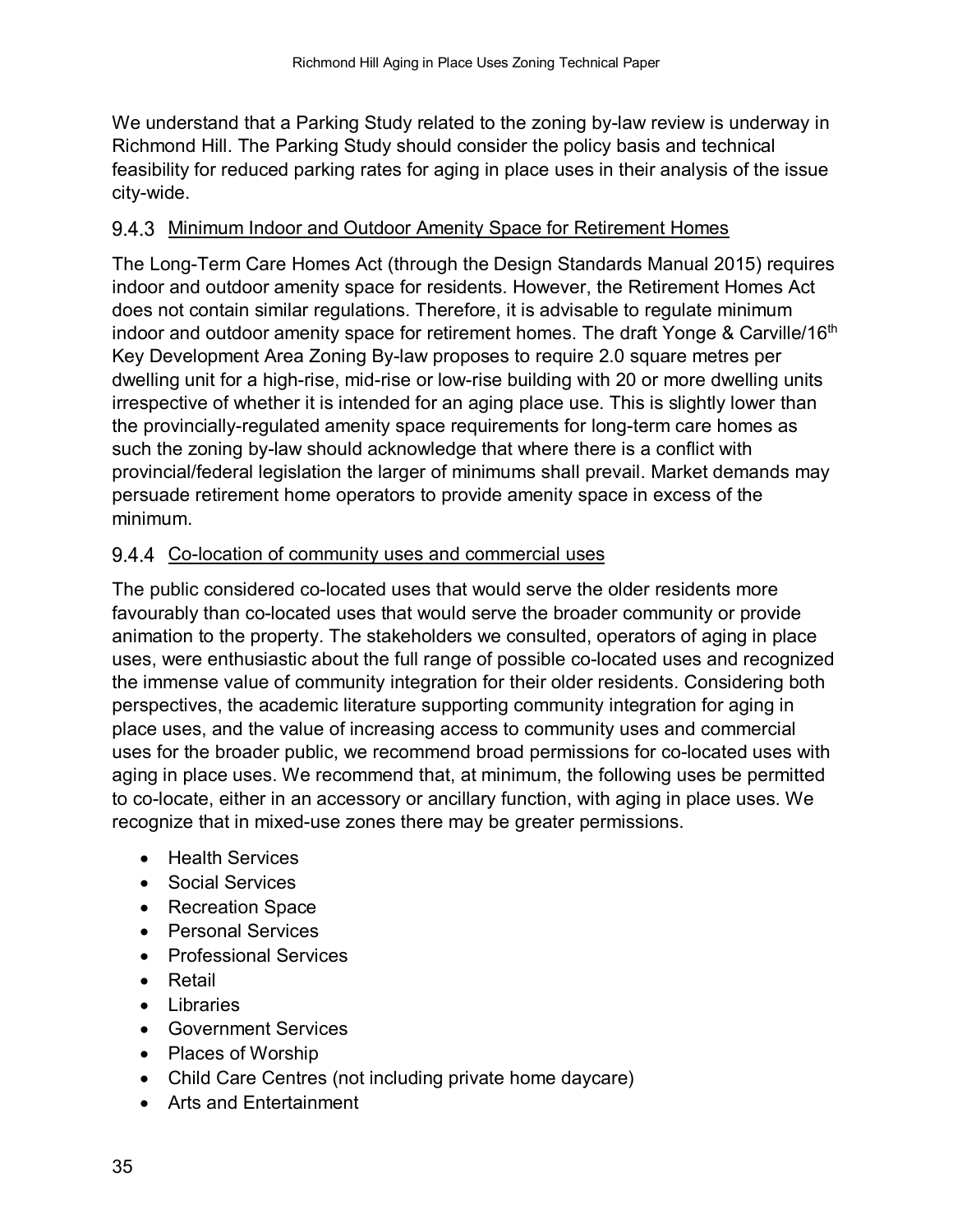We understand that a Parking Study related to the zoning by-law review is underway in Richmond Hill. The Parking Study should consider the policy basis and technical feasibility for reduced parking rates for aging in place uses in their analysis of the issue city-wide.

### 9.4.3 Minimum Indoor and Outdoor Amenity Space for Retirement Homes

The Long-Term Care Homes Act (through the Design Standards Manual 2015) requires indoor and outdoor amenity space for residents. However, the Retirement Homes Act does not contain similar regulations. Therefore, it is advisable to regulate minimum indoor and outdoor amenity space for retirement homes. The draft Yonge & Carville/16th Key Development Area Zoning By-law proposes to require 2.0 square metres per dwelling unit for a high-rise, mid-rise or low-rise building with 20 or more dwelling units irrespective of whether it is intended for an aging place use. This is slightly lower than the provincially-regulated amenity space requirements for long-term care homes as such the zoning by-law should acknowledge that where there is a conflict with provincial/federal legislation the larger of minimums shall prevail. Market demands may persuade retirement home operators to provide amenity space in excess of the minimum.

### 9.4.4 Co-location of community uses and commercial uses

The public considered co-located uses that would serve the older residents more favourably than co-located uses that would serve the broader community or provide animation to the property. The stakeholders we consulted, operators of aging in place uses, were enthusiastic about the full range of possible co-located uses and recognized the immense value of community integration for their older residents. Considering both perspectives, the academic literature supporting community integration for aging in place uses, and the value of increasing access to community uses and commercial uses for the broader public, we recommend broad permissions for co-located uses with aging in place uses. We recommend that, at minimum, the following uses be permitted to co-locate, either in an accessory or ancillary function, with aging in place uses. We recognize that in mixed-use zones there may be greater permissions.

- Health Services
- Social Services
- Recreation Space
- Personal Services
- Professional Services
- Retail
- Libraries
- Government Services
- Places of Worship
- Child Care Centres (not including private home daycare)
- Arts and Entertainment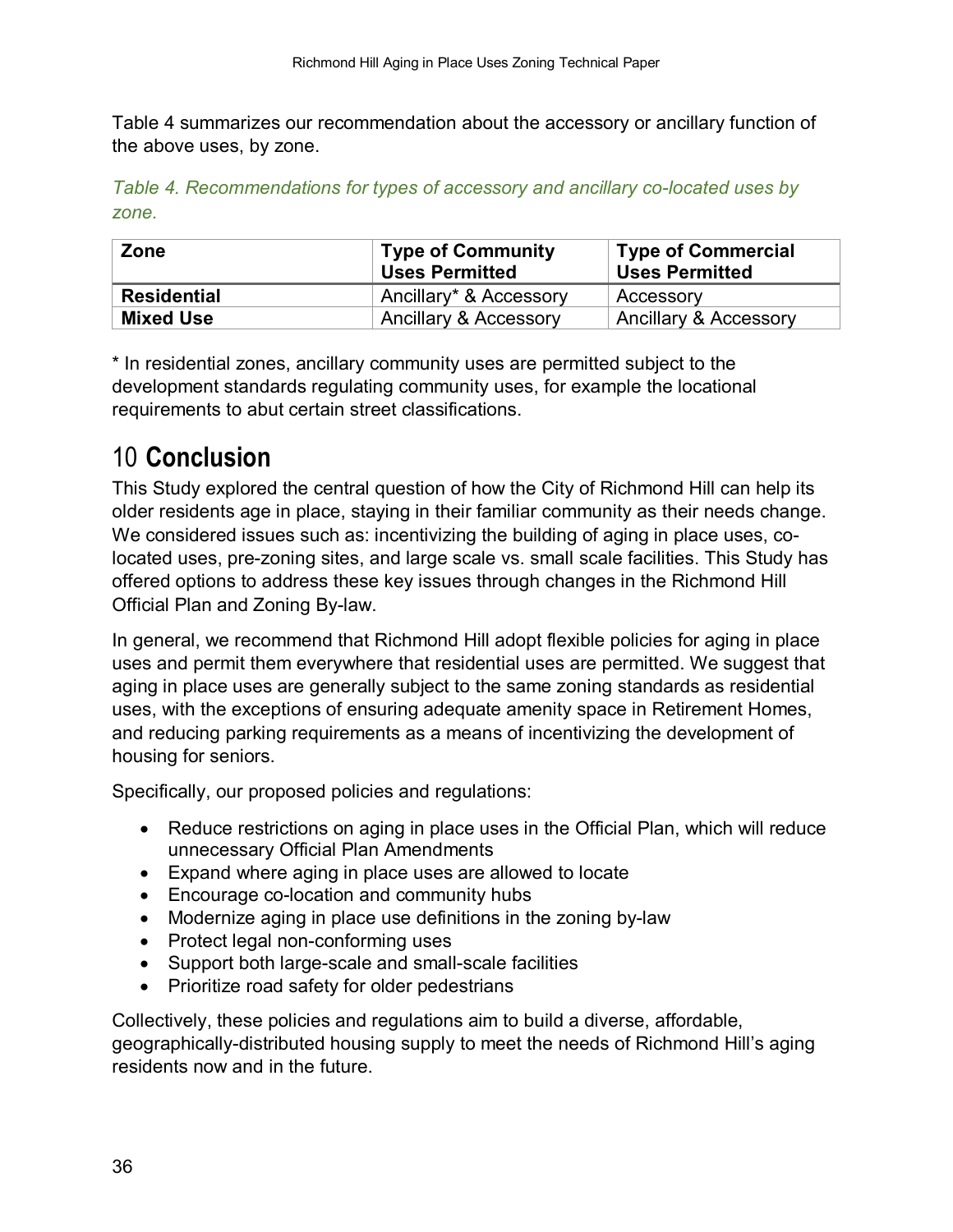Table 4 summarizes our recommendation about the accessory or ancillary function of the above uses, by zone.

*Table 4. Recommendations for types of accessory and ancillary co-located uses by zone.*

| Zone | Type of Community Uses Permitted | Type of Commercial Uses Permitted |
|---|---|---|
| **Residential** | Ancillary* & Accessory | Accessory |
| **Mixed Use** | Ancillary & Accessory | Ancillary & Accessory |

* In residential zones, ancillary community uses are permitted subject to the development standards regulating community uses, for example the locational requirements to abut certain street classifications.

# 10 Conclusion

This Study explored the central question of how the City of Richmond Hill can help its older residents age in place, staying in their familiar community as their needs change. We considered issues such as: incentivizing the building of aging in place uses, co-located uses, pre-zoning sites, and large scale vs. small scale facilities. This Study has offered options to address these key issues through changes in the Richmond Hill Official Plan and Zoning By-law.

In general, we recommend that Richmond Hill adopt flexible policies for aging in place uses and permit them everywhere that residential uses are permitted. We suggest that aging in place uses are generally subject to the same zoning standards as residential uses, with the exceptions of ensuring adequate amenity space in Retirement Homes, and reducing parking requirements as a means of incentivizing the development of housing for seniors.

Specifically, our proposed policies and regulations:

- Reduce restrictions on aging in place uses in the Official Plan, which will reduce unnecessary Official Plan Amendments
- Expand where aging in place uses are allowed to locate
- Encourage co-location and community hubs
- Modernize aging in place use definitions in the zoning by-law
- Protect legal non-conforming uses
- Support both large-scale and small-scale facilities
- Prioritize road safety for older pedestrians

Collectively, these policies and regulations aim to build a diverse, affordable, geographically-distributed housing supply to meet the needs of Richmond Hill's aging residents now and in the future.